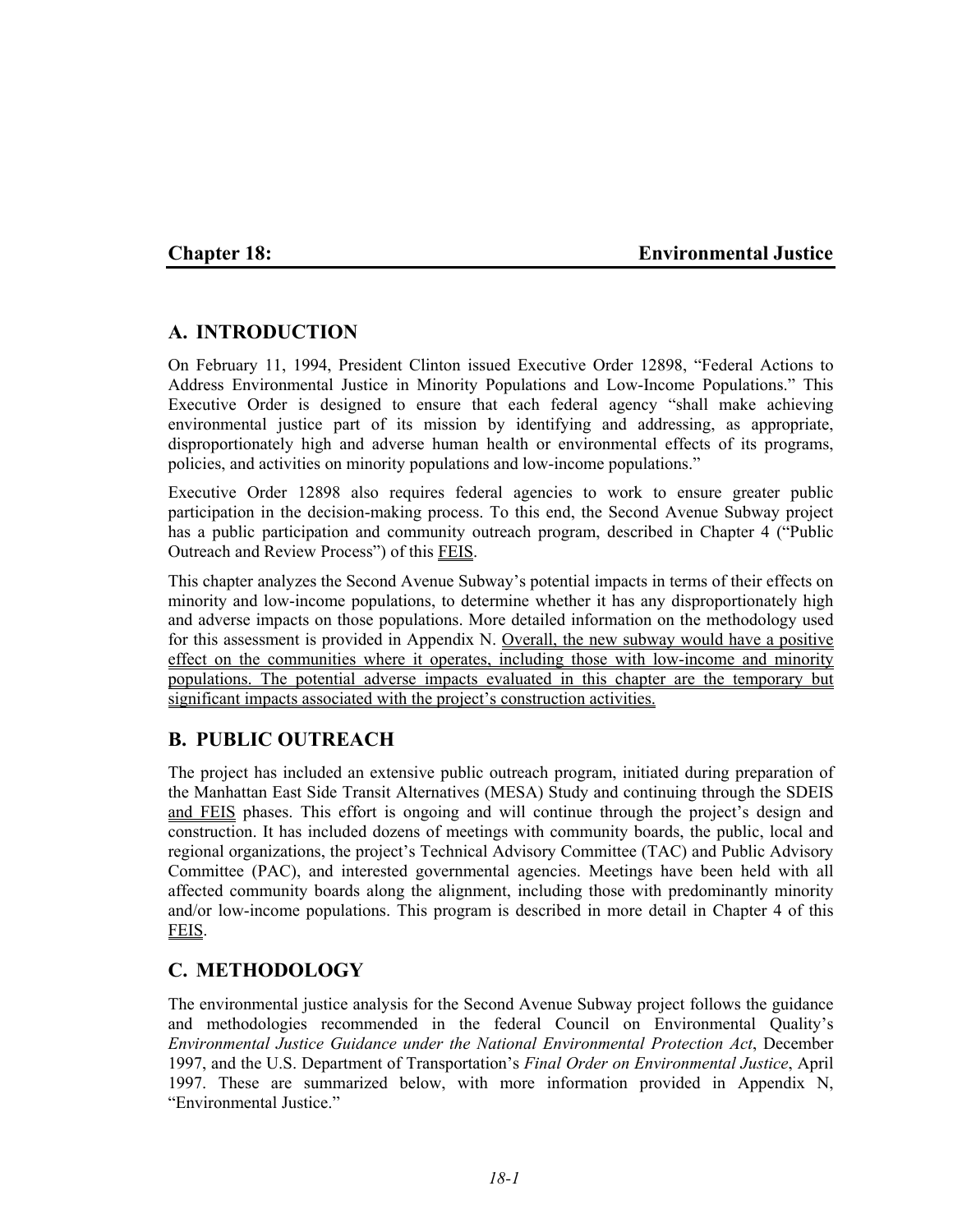## Chapter 18: Environmental Justice

## A. INTRODUCTION

On February 11, 1994, President Clinton issued Executive Order 12898, "Federal Actions to Address Environmental Justice in Minority Populations and Low-Income Populations." This Executive Order is designed to ensure that each federal agency "shall make achieving environmental justice part of its mission by identifying and addressing, as appropriate, disproportionately high and adverse human health or environmental effects of its programs, policies, and activities on minority populations and low-income populations."

Executive Order 12898 also requires federal agencies to work to ensure greater public participation in the decision-making process. To this end, the Second Avenue Subway project has a public participation and community outreach program, described in Chapter 4 ("Public Outreach and Review Process") of this FEIS.

This chapter analyzes the Second Avenue Subway's potential impacts in terms of their effects on minority and low-income populations, to determine whether it has any disproportionately high and adverse impacts on those populations. More detailed information on the methodology used for this assessment is provided in Appendix N. Overall, the new subway would have a positive effect on the communities where it operates, including those with low-income and minority populations. The potential adverse impacts evaluated in this chapter are the temporary but significant impacts associated with the project's construction activities.

## B. PUBLIC OUTREACH

The project has included an extensive public outreach program, initiated during preparation of the Manhattan East Side Transit Alternatives (MESA) Study and continuing through the SDEIS and FEIS phases. This effort is ongoing and will continue through the project's design and construction. It has included dozens of meetings with community boards, the public, local and regional organizations, the project's Technical Advisory Committee (TAC) and Public Advisory Committee (PAC), and interested governmental agencies. Meetings have been held with all affected community boards along the alignment, including those with predominantly minority and/or low-income populations. This program is described in more detail in Chapter 4 of this FEIS.

## C. METHODOLOGY

The environmental justice analysis for the Second Avenue Subway project follows the guidance and methodologies recommended in the federal Council on Environmental Quality's *Environmental Justice Guidance under the National Environmental Protection Act*, December 1997, and the U.S. Department of Transportation's *Final Order on Environmental Justice*, April 1997. These are summarized below, with more information provided in Appendix N, "Environmental Justice."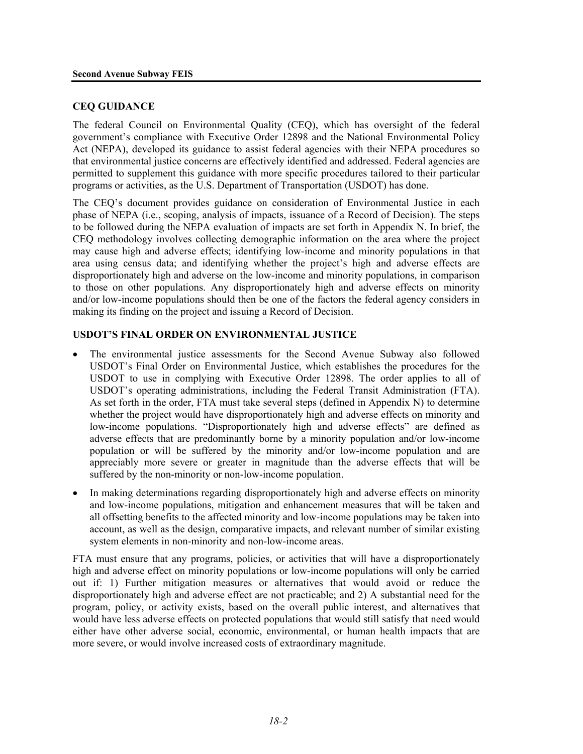## CEQ GUIDANCE

The federal Council on Environmental Quality (CEQ), which has oversight of the federal government's compliance with Executive Order 12898 and the National Environmental Policy Act (NEPA), developed its guidance to assist federal agencies with their NEPA procedures so that environmental justice concerns are effectively identified and addressed. Federal agencies are permitted to supplement this guidance with more specific procedures tailored to their particular programs or activities, as the U.S. Department of Transportation (USDOT) has done.

The CEQ's document provides guidance on consideration of Environmental Justice in each phase of NEPA (i.e., scoping, analysis of impacts, issuance of a Record of Decision). The steps to be followed during the NEPA evaluation of impacts are set forth in Appendix N. In brief, the CEQ methodology involves collecting demographic information on the area where the project may cause high and adverse effects; identifying low-income and minority populations in that area using census data; and identifying whether the project's high and adverse effects are disproportionately high and adverse on the low-income and minority populations, in comparison to those on other populations. Any disproportionately high and adverse effects on minority and/or low-income populations should then be one of the factors the federal agency considers in making its finding on the project and issuing a Record of Decision.

## USDOT'S FINAL ORDER ON ENVIRONMENTAL JUSTICE

- The environmental justice assessments for the Second Avenue Subway also followed USDOT's Final Order on Environmental Justice, which establishes the procedures for the USDOT to use in complying with Executive Order 12898. The order applies to all of USDOT's operating administrations, including the Federal Transit Administration (FTA). As set forth in the order, FTA must take several steps (defined in Appendix N) to determine whether the project would have disproportionately high and adverse effects on minority and low-income populations. "Disproportionately high and adverse effects" are defined as adverse effects that are predominantly borne by a minority population and/or low-income population or will be suffered by the minority and/or low-income population and are appreciably more severe or greater in magnitude than the adverse effects that will be suffered by the non-minority or non-low-income population.
- In making determinations regarding disproportionately high and adverse effects on minority and low-income populations, mitigation and enhancement measures that will be taken and all offsetting benefits to the affected minority and low-income populations may be taken into account, as well as the design, comparative impacts, and relevant number of similar existing system elements in non-minority and non-low-income areas.

FTA must ensure that any programs, policies, or activities that will have a disproportionately high and adverse effect on minority populations or low-income populations will only be carried out if: 1) Further mitigation measures or alternatives that would avoid or reduce the disproportionately high and adverse effect are not practicable; and 2) A substantial need for the program, policy, or activity exists, based on the overall public interest, and alternatives that would have less adverse effects on protected populations that would still satisfy that need would either have other adverse social, economic, environmental, or human health impacts that are more severe, or would involve increased costs of extraordinary magnitude.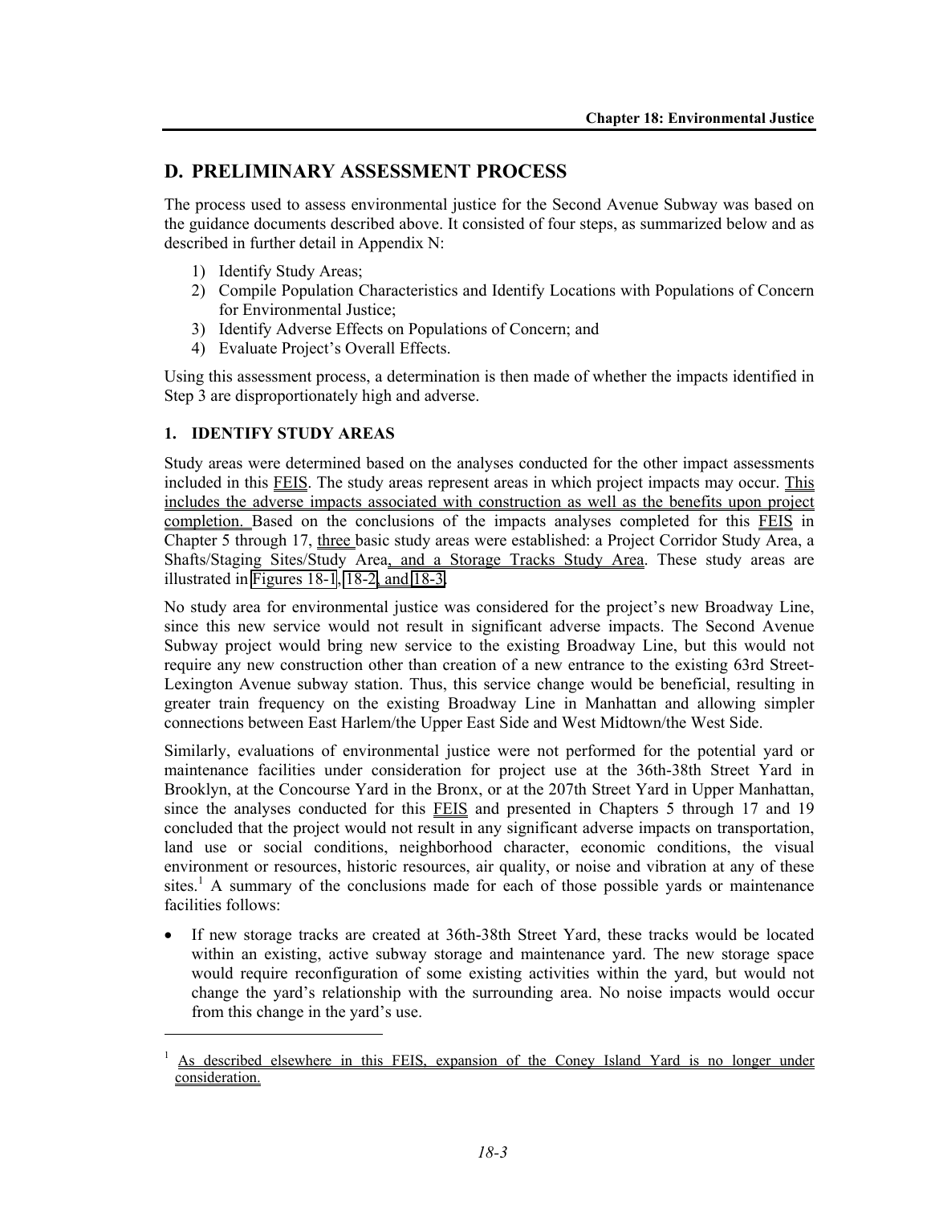## D. PRELIMINARY ASSESSMENT PROCESS

The process used to assess environmental justice for the Second Avenue Subway was based on the guidance documents described above. It consisted of four steps, as summarized below and as described in further detail in Appendix N:

1) Identify Study Areas;
2) Compile Population Characteristics and Identify Locations with Populations of Concern for Environmental Justice;
3) Identify Adverse Effects on Populations of Concern; and
4) Evaluate Project's Overall Effects.

Using this assessment process, a determination is then made of whether the impacts identified in Step 3 are disproportionately high and adverse.

### 1. IDENTIFY STUDY AREAS

Study areas were determined based on the analyses conducted for the other impact assessments included in this FEIS. The study areas represent areas in which project impacts may occur. This includes the adverse impacts associated with construction as well as the benefits upon project completion. Based on the conclusions of the impacts analyses completed for this FEIS in Chapter 5 through 17, three basic study areas were established: a Project Corridor Study Area, a Shafts/Staging Sites/Study Area, and a Storage Tracks Study Area. These study areas are illustrated in Figures 18-1, 18-2, and 18-3.

No study area for environmental justice was considered for the project's new Broadway Line, since this new service would not result in significant adverse impacts. The Second Avenue Subway project would bring new service to the existing Broadway Line, but this would not require any new construction other than creation of a new entrance to the existing 63rd Street-Lexington Avenue subway station. Thus, this service change would be beneficial, resulting in greater train frequency on the existing Broadway Line in Manhattan and allowing simpler connections between East Harlem/the Upper East Side and West Midtown/the West Side.

Similarly, evaluations of environmental justice were not performed for the potential yard or maintenance facilities under consideration for project use at the 36th-38th Street Yard in Brooklyn, at the Concourse Yard in the Bronx, or at the 207th Street Yard in Upper Manhattan, since the analyses conducted for this FEIS and presented in Chapters 5 through 17 and 19 concluded that the project would not result in any significant adverse impacts on transportation, land use or social conditions, neighborhood character, economic conditions, the visual environment or resources, historic resources, air quality, or noise and vibration at any of these sites.[1] A summary of the conclusions made for each of those possible yards or maintenance facilities follows:

- If new storage tracks are created at 36th-38th Street Yard, these tracks would be located within an existing, active subway storage and maintenance yard. The new storage space would require reconfiguration of some existing activities within the yard, but would not change the yard's relationship with the surrounding area. No noise impacts would occur from this change in the yard's use.

[1] As described elsewhere in this FEIS, expansion of the Coney Island Yard is no longer under consideration.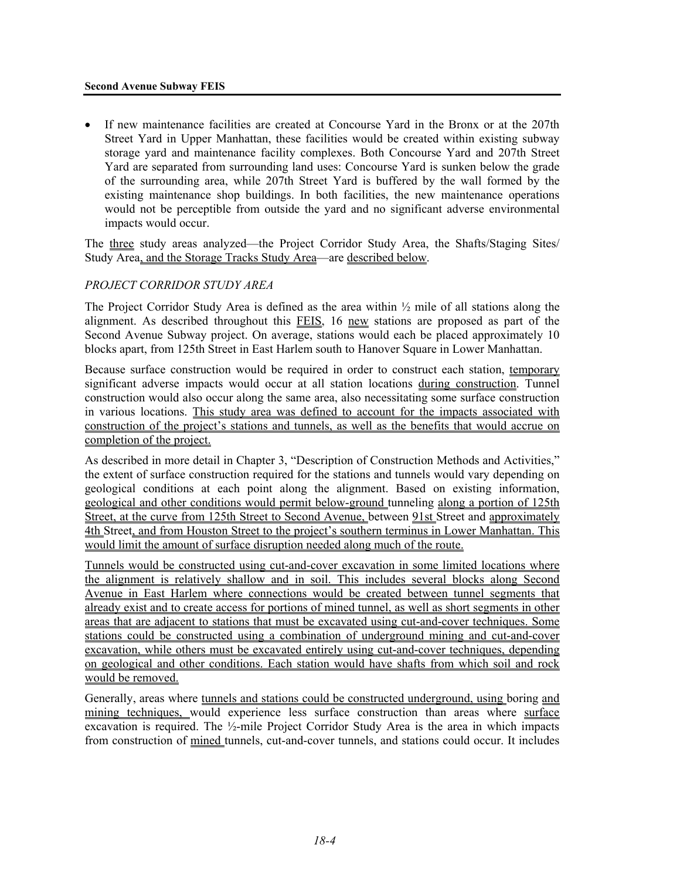- If new maintenance facilities are created at Concourse Yard in the Bronx or at the 207th Street Yard in Upper Manhattan, these facilities would be created within existing subway storage yard and maintenance facility complexes. Both Concourse Yard and 207th Street Yard are separated from surrounding land uses: Concourse Yard is sunken below the grade of the surrounding area, while 207th Street Yard is buffered by the wall formed by the existing maintenance shop buildings. In both facilities, the new maintenance operations would not be perceptible from outside the yard and no significant adverse environmental impacts would occur.

The three study areas analyzed—the Project Corridor Study Area, the Shafts/Staging Sites/ Study Area, and the Storage Tracks Study Area—are described below.

*PROJECT CORRIDOR STUDY AREA*

The Project Corridor Study Area is defined as the area within ½ mile of all stations along the alignment. As described throughout this FEIS, 16 new stations are proposed as part of the Second Avenue Subway project. On average, stations would each be placed approximately 10 blocks apart, from 125th Street in East Harlem south to Hanover Square in Lower Manhattan.

Because surface construction would be required in order to construct each station, temporary significant adverse impacts would occur at all station locations during construction. Tunnel construction would also occur along the same area, also necessitating some surface construction in various locations. This study area was defined to account for the impacts associated with construction of the project's stations and tunnels, as well as the benefits that would accrue on completion of the project.

As described in more detail in Chapter 3, "Description of Construction Methods and Activities," the extent of surface construction required for the stations and tunnels would vary depending on geological conditions at each point along the alignment. Based on existing information, geological and other conditions would permit below-ground tunneling along a portion of 125th Street, at the curve from 125th Street to Second Avenue, between 91st Street and approximately 4th Street, and from Houston Street to the project's southern terminus in Lower Manhattan. This would limit the amount of surface disruption needed along much of the route.

Tunnels would be constructed using cut-and-cover excavation in some limited locations where the alignment is relatively shallow and in soil. This includes several blocks along Second Avenue in East Harlem where connections would be created between tunnel segments that already exist and to create access for portions of mined tunnel, as well as short segments in other areas that are adjacent to stations that must be excavated using cut-and-cover techniques. Some stations could be constructed using a combination of underground mining and cut-and-cover excavation, while others must be excavated entirely using cut-and-cover techniques, depending on geological and other conditions. Each station would have shafts from which soil and rock would be removed.

Generally, areas where tunnels and stations could be constructed underground, using boring and mining techniques, would experience less surface construction than areas where surface excavation is required. The ½-mile Project Corridor Study Area is the area in which impacts from construction of mined tunnels, cut-and-cover tunnels, and stations could occur. It includes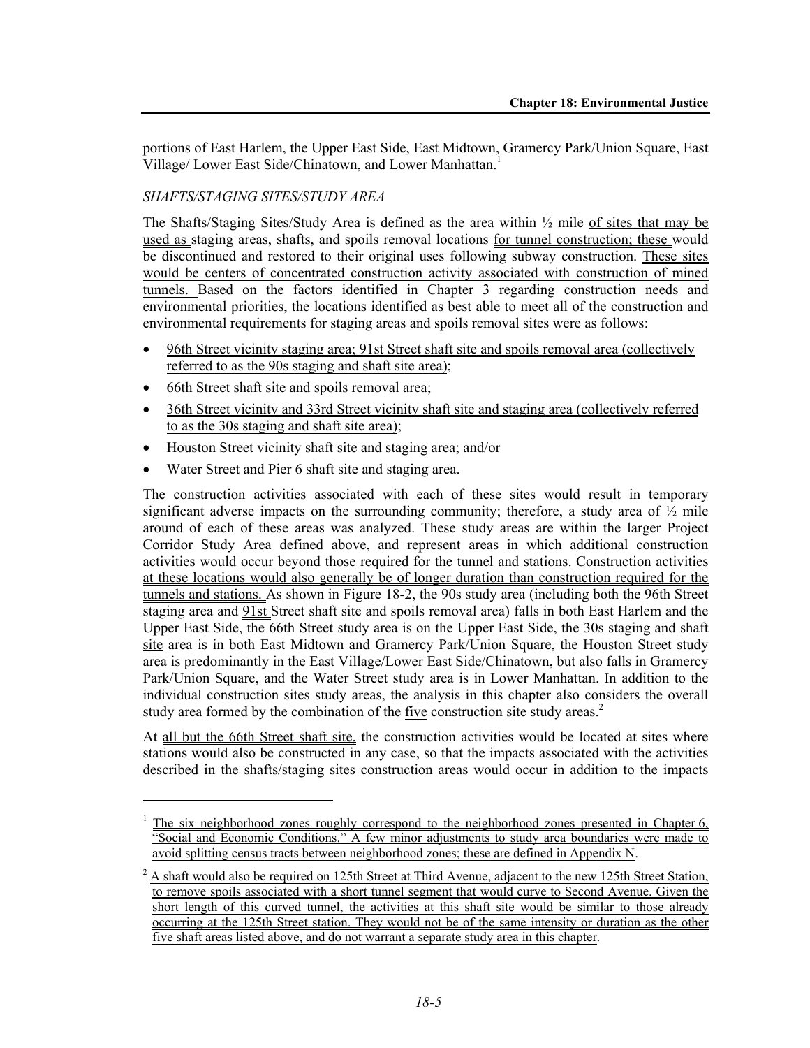portions of East Harlem, the Upper East Side, East Midtown, Gramercy Park/Union Square, East Village/ Lower East Side/Chinatown, and Lower Manhattan.[1]

*SHAFTS/STAGING SITES/STUDY AREA*

The Shafts/Staging Sites/Study Area is defined as the area within ½ mile of sites that may be used as staging areas, shafts, and spoils removal locations for tunnel construction; these would be discontinued and restored to their original uses following subway construction. These sites would be centers of concentrated construction activity associated with construction of mined tunnels. Based on the factors identified in Chapter 3 regarding construction needs and environmental priorities, the locations identified as best able to meet all of the construction and environmental requirements for staging areas and spoils removal sites were as follows:

- 96th Street vicinity staging area; 91st Street shaft site and spoils removal area (collectively referred to as the 90s staging and shaft site area);
- 66th Street shaft site and spoils removal area;
- 36th Street vicinity and 33rd Street vicinity shaft site and staging area (collectively referred to as the 30s staging and shaft site area);
- Houston Street vicinity shaft site and staging area; and/or
- Water Street and Pier 6 shaft site and staging area.

The construction activities associated with each of these sites would result in temporary significant adverse impacts on the surrounding community; therefore, a study area of ½ mile around of each of these areas was analyzed. These study areas are within the larger Project Corridor Study Area defined above, and represent areas in which additional construction activities would occur beyond those required for the tunnel and stations. Construction activities at these locations would also generally be of longer duration than construction required for the tunnels and stations. As shown in Figure 18-2, the 90s study area (including both the 96th Street staging area and 91st Street shaft site and spoils removal area) falls in both East Harlem and the Upper East Side, the 66th Street study area is on the Upper East Side, the 30s staging and shaft site area is in both East Midtown and Gramercy Park/Union Square, the Houston Street study area is predominantly in the East Village/Lower East Side/Chinatown, but also falls in Gramercy Park/Union Square, and the Water Street study area is in Lower Manhattan. In addition to the individual construction sites study areas, the analysis in this chapter also considers the overall study area formed by the combination of the five construction site study areas.[2]

At all but the 66th Street shaft site, the construction activities would be located at sites where stations would also be constructed in any case, so that the impacts associated with the activities described in the shafts/staging sites construction areas would occur in addition to the impacts

---

[1] The six neighborhood zones roughly correspond to the neighborhood zones presented in Chapter 6, "Social and Economic Conditions." A few minor adjustments to study area boundaries were made to avoid splitting census tracts between neighborhood zones; these are defined in Appendix N.

[2] A shaft would also be required on 125th Street at Third Avenue, adjacent to the new 125th Street Station, to remove spoils associated with a short tunnel segment that would curve to Second Avenue. Given the short length of this curved tunnel, the activities at this shaft site would be similar to those already occurring at the 125th Street station. They would not be of the same intensity or duration as the other five shaft areas listed above, and do not warrant a separate study area in this chapter.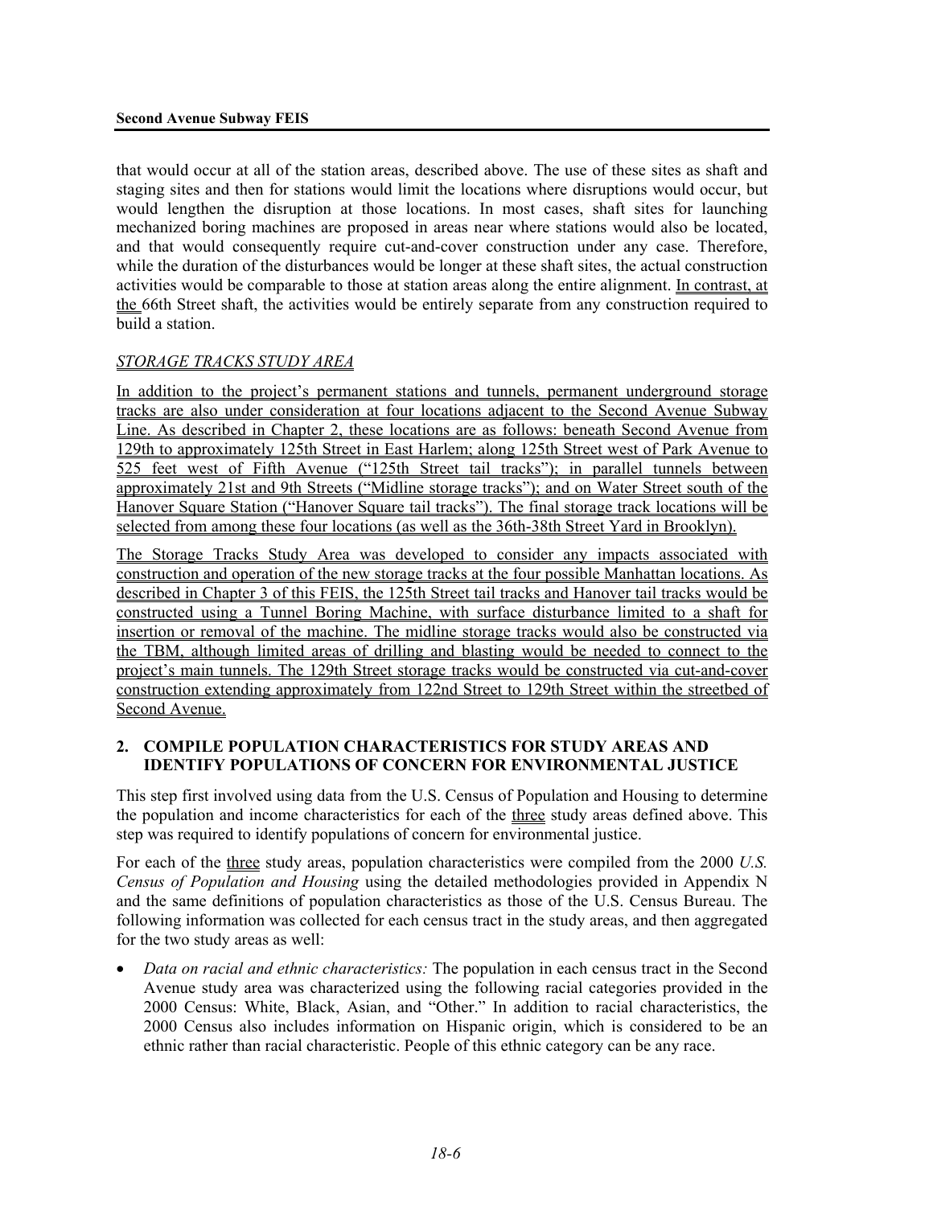that would occur at all of the station areas, described above. The use of these sites as shaft and staging sites and then for stations would limit the locations where disruptions would occur, but would lengthen the disruption at those locations. In most cases, shaft sites for launching mechanized boring machines are proposed in areas near where stations would also be located, and that would consequently require cut-and-cover construction under any case. Therefore, while the duration of the disturbances would be longer at these shaft sites, the actual construction activities would be comparable to those at station areas along the entire alignment. In contrast, at the 66th Street shaft, the activities would be entirely separate from any construction required to build a station.

*STORAGE TRACKS STUDY AREA*

In addition to the project's permanent stations and tunnels, permanent underground storage tracks are also under consideration at four locations adjacent to the Second Avenue Subway Line. As described in Chapter 2, these locations are as follows: beneath Second Avenue from 129th to approximately 125th Street in East Harlem; along 125th Street west of Park Avenue to 525 feet west of Fifth Avenue ("125th Street tail tracks"); in parallel tunnels between approximately 21st and 9th Streets ("Midline storage tracks"); and on Water Street south of the Hanover Square Station ("Hanover Square tail tracks"). The final storage track locations will be selected from among these four locations (as well as the 36th-38th Street Yard in Brooklyn).

The Storage Tracks Study Area was developed to consider any impacts associated with construction and operation of the new storage tracks at the four possible Manhattan locations. As described in Chapter 3 of this FEIS, the 125th Street tail tracks and Hanover tail tracks would be constructed using a Tunnel Boring Machine, with surface disturbance limited to a shaft for insertion or removal of the machine. The midline storage tracks would also be constructed via the TBM, although limited areas of drilling and blasting would be needed to connect to the project's main tunnels. The 129th Street storage tracks would be constructed via cut-and-cover construction extending approximately from 122nd Street to 129th Street within the streetbed of Second Avenue.

## 2. COMPILE POPULATION CHARACTERISTICS FOR STUDY AREAS AND IDENTIFY POPULATIONS OF CONCERN FOR ENVIRONMENTAL JUSTICE

This step first involved using data from the U.S. Census of Population and Housing to determine the population and income characteristics for each of the three study areas defined above. This step was required to identify populations of concern for environmental justice.

For each of the three study areas, population characteristics were compiled from the 2000 *U.S. Census of Population and Housing* using the detailed methodologies provided in Appendix N and the same definitions of population characteristics as those of the U.S. Census Bureau. The following information was collected for each census tract in the study areas, and then aggregated for the two study areas as well:

- *Data on racial and ethnic characteristics:* The population in each census tract in the Second Avenue study area was characterized using the following racial categories provided in the 2000 Census: White, Black, Asian, and "Other." In addition to racial characteristics, the 2000 Census also includes information on Hispanic origin, which is considered to be an ethnic rather than racial characteristic. People of this ethnic category can be any race.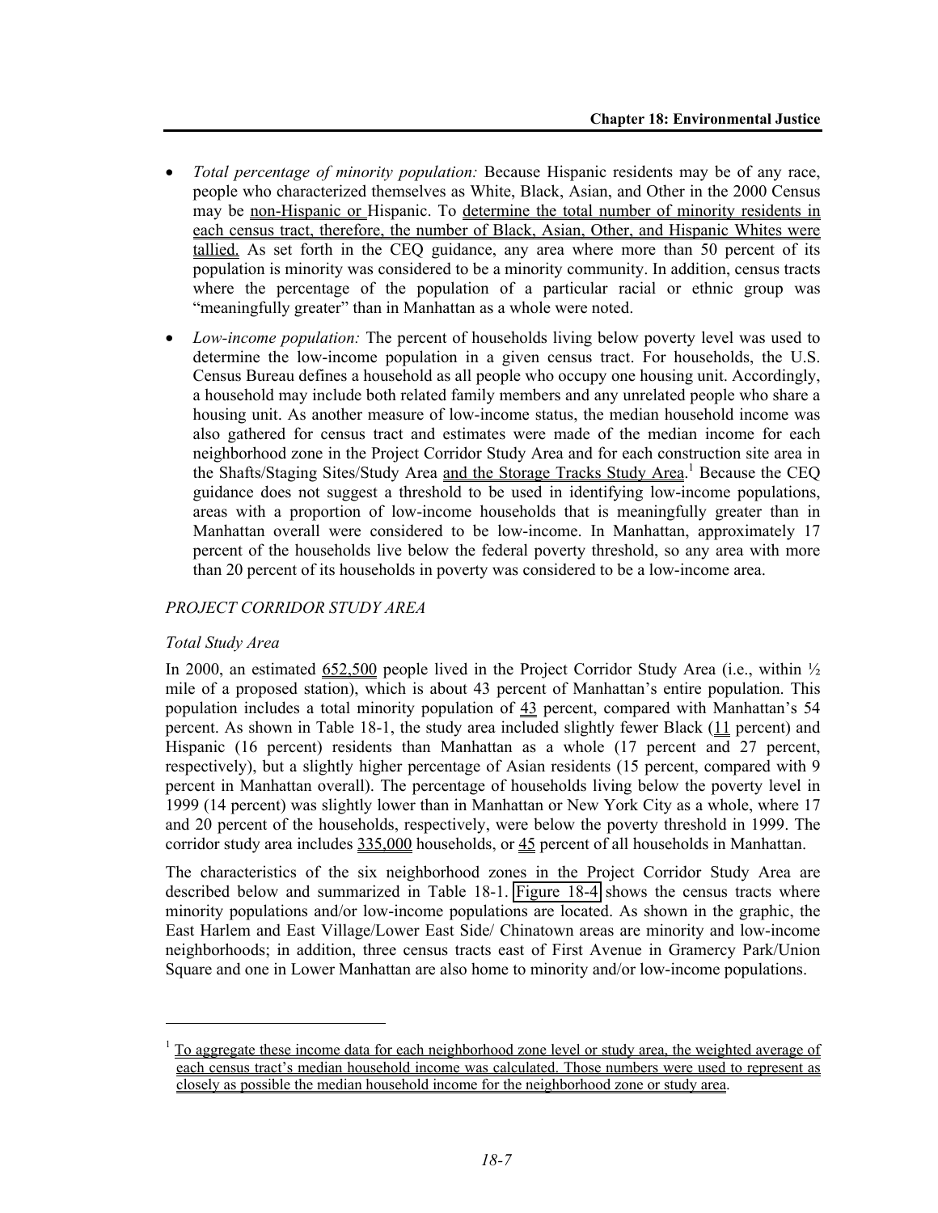- *Total percentage of minority population:* Because Hispanic residents may be of any race, people who characterized themselves as White, Black, Asian, and Other in the 2000 Census may be non-Hispanic or Hispanic. To determine the total number of minority residents in each census tract, therefore, the number of Black, Asian, Other, and Hispanic Whites were tallied. As set forth in the CEQ guidance, any area where more than 50 percent of its population is minority was considered to be a minority community. In addition, census tracts where the percentage of the population of a particular racial or ethnic group was "meaningfully greater" than in Manhattan as a whole were noted.
- *Low-income population:* The percent of households living below poverty level was used to determine the low-income population in a given census tract. For households, the U.S. Census Bureau defines a household as all people who occupy one housing unit. Accordingly, a household may include both related family members and any unrelated people who share a housing unit. As another measure of low-income status, the median household income was also gathered for census tract and estimates were made of the median income for each neighborhood zone in the Project Corridor Study Area and for each construction site area in the Shafts/Staging Sites/Study Area and the Storage Tracks Study Area.[1] Because the CEQ guidance does not suggest a threshold to be used in identifying low-income populations, areas with a proportion of low-income households that is meaningfully greater than in Manhattan overall were considered to be low-income. In Manhattan, approximately 17 percent of the households live below the federal poverty threshold, so any area with more than 20 percent of its households in poverty was considered to be a low-income area.

*PROJECT CORRIDOR STUDY AREA*

*Total Study Area*

In 2000, an estimated 652,500 people lived in the Project Corridor Study Area (i.e., within ½ mile of a proposed station), which is about 43 percent of Manhattan's entire population. This population includes a total minority population of 43 percent, compared with Manhattan's 54 percent. As shown in Table 18-1, the study area included slightly fewer Black (11 percent) and Hispanic (16 percent) residents than Manhattan as a whole (17 percent and 27 percent, respectively), but a slightly higher percentage of Asian residents (15 percent, compared with 9 percent in Manhattan overall). The percentage of households living below the poverty level in 1999 (14 percent) was slightly lower than in Manhattan or New York City as a whole, where 17 and 20 percent of the households, respectively, were below the poverty threshold in 1999. The corridor study area includes 335,000 households, or 45 percent of all households in Manhattan.

The characteristics of the six neighborhood zones in the Project Corridor Study Area are described below and summarized in Table 18-1. Figure 18-4 shows the census tracts where minority populations and/or low-income populations are located. As shown in the graphic, the East Harlem and East Village/Lower East Side/ Chinatown areas are minority and low-income neighborhoods; in addition, three census tracts east of First Avenue in Gramercy Park/Union Square and one in Lower Manhattan are also home to minority and/or low-income populations.

---

[1] To aggregate these income data for each neighborhood zone level or study area, the weighted average of each census tract's median household income was calculated. Those numbers were used to represent as closely as possible the median household income for the neighborhood zone or study area.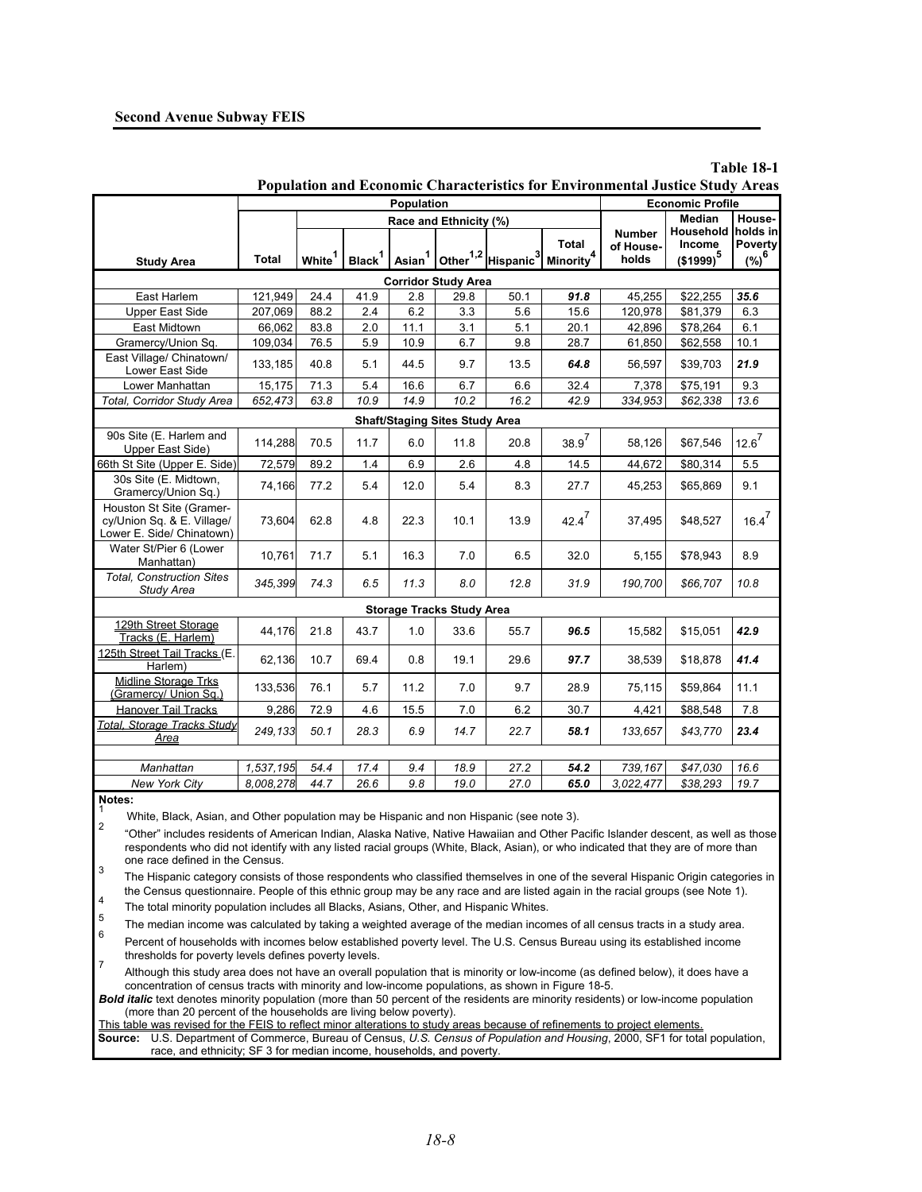**Table 18-1**
**Population and Economic Characteristics for Environmental Justice Study Areas**

| Study Area | Population | | | | | | | | Economic Profile | | |
|---|---|---|---|---|---|---|---|---|---|---|---|
| | Total | Race and Ethnicity (%) | | | | | | Number of Households | Median Household Income ($1999)[5] | Households in Poverty (%)[6] |
| | | White[1] | Black[1] | Asian[1] | Other[1,2] | Hispanic[3] | Total Minority[4] | | | |
| **Corridor Study Area** | | | | | | | | | | |
| East Harlem | 121,949 | 24.4 | 41.9 | 2.8 | 29.8 | 50.1 | ***91.8*** | 45,255 | $22,255 | ***35.6*** |
| Upper East Side | 207,069 | 88.2 | 2.4 | 6.2 | 3.3 | 5.6 | 15.6 | 120,978 | $81,379 | 6.3 |
| East Midtown | 66,062 | 83.8 | 2.0 | 11.1 | 3.1 | 5.1 | 20.1 | 42,896 | $78,264 | 6.1 |
| Gramercy/Union Sq. | 109,034 | 76.5 | 5.9 | 10.9 | 6.7 | 9.8 | 28.7 | 61,850 | $62,558 | 10.1 |
| East Village/ Chinatown/ Lower East Side | 133,185 | 40.8 | 5.1 | 44.5 | 9.7 | 13.5 | ***64.8*** | 56,597 | $39,703 | ***21.9*** |
| Lower Manhattan | 15,175 | 71.3 | 5.4 | 16.6 | 6.7 | 6.6 | 32.4 | 7,378 | $75,191 | 9.3 |
| *Total, Corridor Study Area* | *652,473* | *63.8* | *10.9* | *14.9* | *10.2* | *16.2* | *42.9* | *334,953* | *$62,338* | *13.6* |
| **Shaft/Staging Sites Study Area** | | | | | | | | | | |
| 90s Site (E. Harlem and Upper East Side) | 114,288 | 70.5 | 11.7 | 6.0 | 11.8 | 20.8 | 38.9[7] | 58,126 | $67,546 | 12.6[7] |
| 66th St Site (Upper E. Side) | 72,579 | 89.2 | 1.4 | 6.9 | 2.6 | 4.8 | 14.5 | 44,672 | $80,314 | 5.5 |
| 30s Site (E. Midtown, Gramercy/Union Sq.) | 74,166 | 77.2 | 5.4 | 12.0 | 5.4 | 8.3 | 27.7 | 45,253 | $65,869 | 9.1 |
| Houston St Site (Gramercy/Union Sq. & E. Village/ Lower E. Side/ Chinatown) | 73,604 | 62.8 | 4.8 | 22.3 | 10.1 | 13.9 | 42.4[7] | 37,495 | $48,527 | 16.4[7] |
| Water St/Pier 6 (Lower Manhattan) | 10,761 | 71.7 | 5.1 | 16.3 | 7.0 | 6.5 | 32.0 | 5,155 | $78,943 | 8.9 |
| *Total, Construction Sites Study Area* | *345,399* | *74.3* | *6.5* | *11.3* | *8.0* | *12.8* | *31.9* | *190,700* | *$66,707* | *10.8* |
| **Storage Tracks Study Area** | | | | | | | | | | |
| 129th Street Storage Tracks (E. Harlem) | 44,176 | 21.8 | 43.7 | 1.0 | 33.6 | 55.7 | ***96.5*** | 15,582 | $15,051 | ***42.9*** |
| 125th Street Tail Tracks (E. Harlem) | 62,136 | 10.7 | 69.4 | 0.8 | 19.1 | 29.6 | ***97.7*** | 38,539 | $18,878 | ***41.4*** |
| Midline Storage Trks (Gramercy/ Union Sq.) | 133,536 | 76.1 | 5.7 | 11.2 | 7.0 | 9.7 | 28.9 | 75,115 | $59,864 | 11.1 |
| Hanover Tail Tracks | 9,286 | 72.9 | 4.6 | 15.5 | 7.0 | 6.2 | 30.7 | 4,421 | $88,548 | 7.8 |
| *Total, Storage Tracks Study Area* | *249,133* | *50.1* | *28.3* | *6.9* | *14.7* | *22.7* | ***58.1*** | *133,657* | *$43,770* | ***23.4*** |
| | | | | | | | | | | |
| *Manhattan* | *1,537,195* | *54.4* | *17.4* | *9.4* | *18.9* | *27.2* | ***54.2*** | *739,167* | *$47,030* | *16.6* |
| *New York City* | *8,008,278* | *44.7* | *26.6* | *9.8* | *19.0* | *27.0* | ***65.0*** | *3,022,477* | *$38,293* | *19.7* |

**Notes:**

1 White, Black, Asian, and Other population may be Hispanic and non Hispanic (see note 3).

2 "Other" includes residents of American Indian, Alaska Native, Native Hawaiian and Other Pacific Islander descent, as well as those respondents who did not identify with any listed racial groups (White, Black, Asian), or who indicated that they are of more than one race defined in the Census.

3 The Hispanic category consists of those respondents who classified themselves in one of the several Hispanic Origin categories in the Census questionnaire. People of this ethnic group may be any race and are listed again in the racial groups (see Note 1).

4 The total minority population includes all Blacks, Asians, Other, and Hispanic Whites.

5 The median income was calculated by taking a weighted average of the median incomes of all census tracts in a study area.

6 Percent of households with incomes below established poverty level. The U.S. Census Bureau using its established income thresholds for poverty levels defines poverty levels.

7 Although this study area does not have an overall population that is minority or low-income (as defined below), it does have a concentration of census tracts with minority and low-income populations, as shown in Figure 18-5.

***Bold italic*** text denotes minority population (more than 50 percent of the residents are minority residents) or low-income population (more than 20 percent of the households are living below poverty).

This table was revised for the FEIS to reflect minor alterations to study areas because of refinements to project elements.

**Source:** U.S. Department of Commerce, Bureau of Census, *U.S. Census of Population and Housing*, 2000, SF1 for total population, race, and ethnicity; SF 3 for median income, households, and poverty.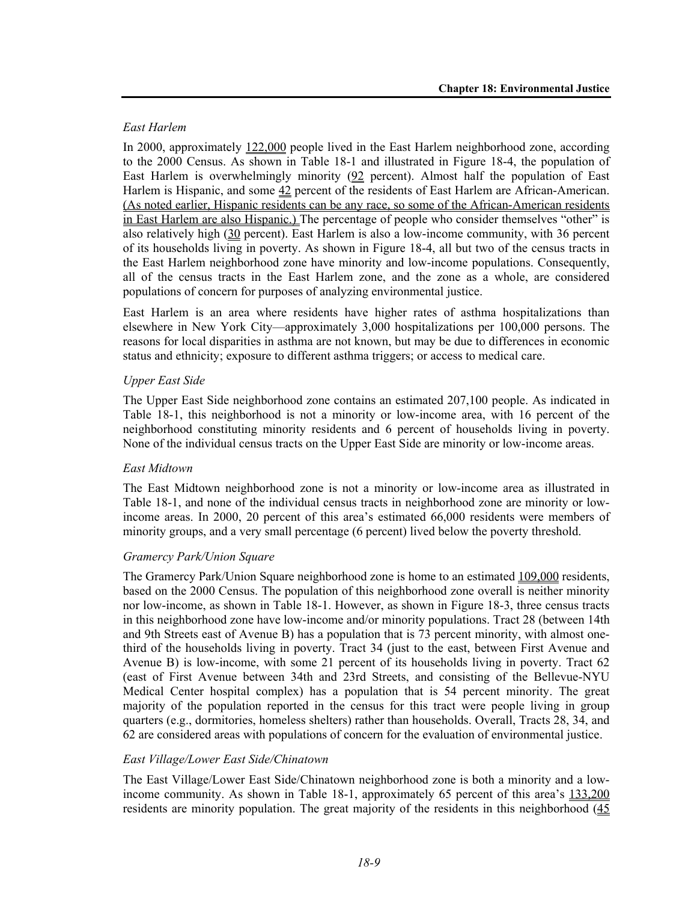*East Harlem*

In 2000, approximately 122,000 people lived in the East Harlem neighborhood zone, according to the 2000 Census. As shown in Table 18-1 and illustrated in Figure 18-4, the population of East Harlem is overwhelmingly minority (92 percent). Almost half the population of East Harlem is Hispanic, and some 42 percent of the residents of East Harlem are African-American. (As noted earlier, Hispanic residents can be any race, so some of the African-American residents in East Harlem are also Hispanic.) The percentage of people who consider themselves "other" is also relatively high (30 percent). East Harlem is also a low-income community, with 36 percent of its households living in poverty. As shown in Figure 18-4, all but two of the census tracts in the East Harlem neighborhood zone have minority and low-income populations. Consequently, all of the census tracts in the East Harlem zone, and the zone as a whole, are considered populations of concern for purposes of analyzing environmental justice.

East Harlem is an area where residents have higher rates of asthma hospitalizations than elsewhere in New York City—approximately 3,000 hospitalizations per 100,000 persons. The reasons for local disparities in asthma are not known, but may be due to differences in economic status and ethnicity; exposure to different asthma triggers; or access to medical care.

*Upper East Side*

The Upper East Side neighborhood zone contains an estimated 207,100 people. As indicated in Table 18-1, this neighborhood is not a minority or low-income area, with 16 percent of the neighborhood constituting minority residents and 6 percent of households living in poverty. None of the individual census tracts on the Upper East Side are minority or low-income areas.

*East Midtown*

The East Midtown neighborhood zone is not a minority or low-income area as illustrated in Table 18-1, and none of the individual census tracts in neighborhood zone are minority or low-income areas. In 2000, 20 percent of this area's estimated 66,000 residents were members of minority groups, and a very small percentage (6 percent) lived below the poverty threshold.

*Gramercy Park/Union Square*

The Gramercy Park/Union Square neighborhood zone is home to an estimated 109,000 residents, based on the 2000 Census. The population of this neighborhood zone overall is neither minority nor low-income, as shown in Table 18-1. However, as shown in Figure 18-3, three census tracts in this neighborhood zone have low-income and/or minority populations. Tract 28 (between 14th and 9th Streets east of Avenue B) has a population that is 73 percent minority, with almost one-third of the households living in poverty. Tract 34 (just to the east, between First Avenue and Avenue B) is low-income, with some 21 percent of its households living in poverty. Tract 62 (east of First Avenue between 34th and 23rd Streets, and consisting of the Bellevue-NYU Medical Center hospital complex) has a population that is 54 percent minority. The great majority of the population reported in the census for this tract were people living in group quarters (e.g., dormitories, homeless shelters) rather than households. Overall, Tracts 28, 34, and 62 are considered areas with populations of concern for the evaluation of environmental justice.

*East Village/Lower East Side/Chinatown*

The East Village/Lower East Side/Chinatown neighborhood zone is both a minority and a low-income community. As shown in Table 18-1, approximately 65 percent of this area's 133,200 residents are minority population. The great majority of the residents in this neighborhood (45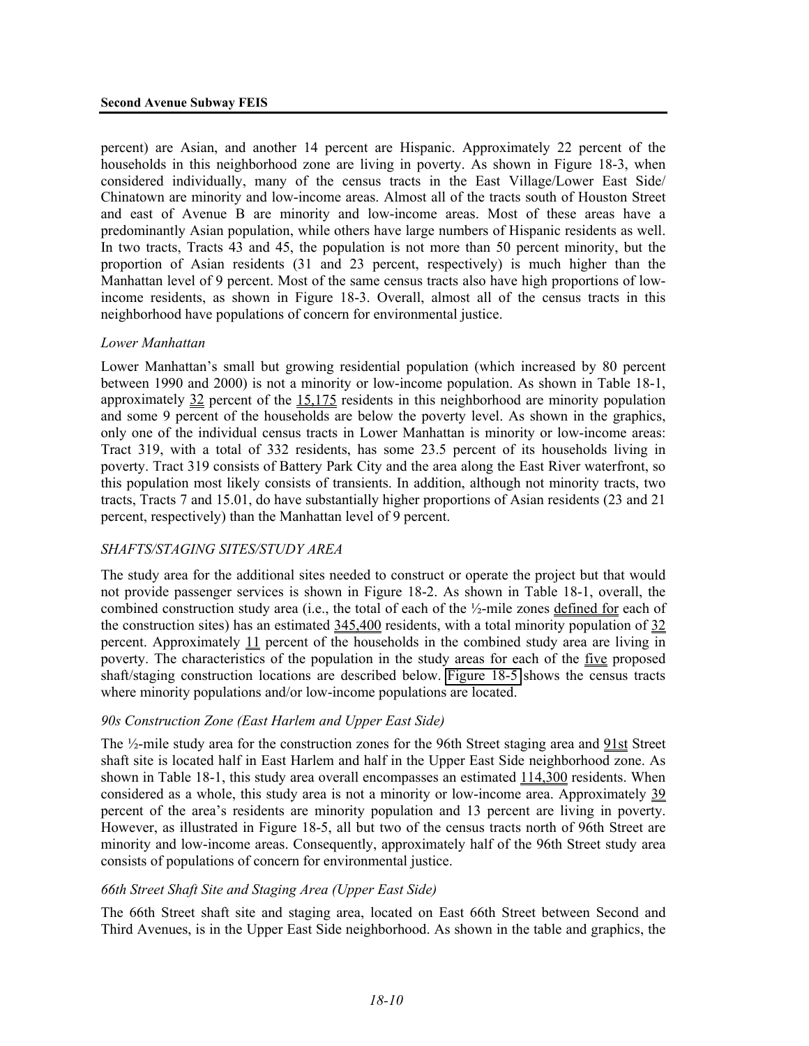percent) are Asian, and another 14 percent are Hispanic. Approximately 22 percent of the households in this neighborhood zone are living in poverty. As shown in Figure 18-3, when considered individually, many of the census tracts in the East Village/Lower East Side/ Chinatown are minority and low-income areas. Almost all of the tracts south of Houston Street and east of Avenue B are minority and low-income areas. Most of these areas have a predominantly Asian population, while others have large numbers of Hispanic residents as well. In two tracts, Tracts 43 and 45, the population is not more than 50 percent minority, but the proportion of Asian residents (31 and 23 percent, respectively) is much higher than the Manhattan level of 9 percent. Most of the same census tracts also have high proportions of low-income residents, as shown in Figure 18-3. Overall, almost all of the census tracts in this neighborhood have populations of concern for environmental justice.

*Lower Manhattan*

Lower Manhattan's small but growing residential population (which increased by 80 percent between 1990 and 2000) is not a minority or low-income population. As shown in Table 18-1, approximately 32 percent of the 15,175 residents in this neighborhood are minority population and some 9 percent of the households are below the poverty level. As shown in the graphics, only one of the individual census tracts in Lower Manhattan is minority or low-income areas: Tract 319, with a total of 332 residents, has some 23.5 percent of its households living in poverty. Tract 319 consists of Battery Park City and the area along the East River waterfront, so this population most likely consists of transients. In addition, although not minority tracts, two tracts, Tracts 7 and 15.01, do have substantially higher proportions of Asian residents (23 and 21 percent, respectively) than the Manhattan level of 9 percent.

*SHAFTS/STAGING SITES/STUDY AREA*

The study area for the additional sites needed to construct or operate the project but that would not provide passenger services is shown in Figure 18-2. As shown in Table 18-1, overall, the combined construction study area (i.e., the total of each of the ½-mile zones defined for each of the construction sites) has an estimated 345,400 residents, with a total minority population of 32 percent. Approximately 11 percent of the households in the combined study area are living in poverty. The characteristics of the population in the study areas for each of the five proposed shaft/staging construction locations are described below. Figure 18-5 shows the census tracts where minority populations and/or low-income populations are located.

*90s Construction Zone (East Harlem and Upper East Side)*

The ½-mile study area for the construction zones for the 96th Street staging area and 91st Street shaft site is located half in East Harlem and half in the Upper East Side neighborhood zone. As shown in Table 18-1, this study area overall encompasses an estimated 114,300 residents. When considered as a whole, this study area is not a minority or low-income area. Approximately 39 percent of the area's residents are minority population and 13 percent are living in poverty. However, as illustrated in Figure 18-5, all but two of the census tracts north of 96th Street are minority and low-income areas. Consequently, approximately half of the 96th Street study area consists of populations of concern for environmental justice.

*66th Street Shaft Site and Staging Area (Upper East Side)*

The 66th Street shaft site and staging area, located on East 66th Street between Second and Third Avenues, is in the Upper East Side neighborhood. As shown in the table and graphics, the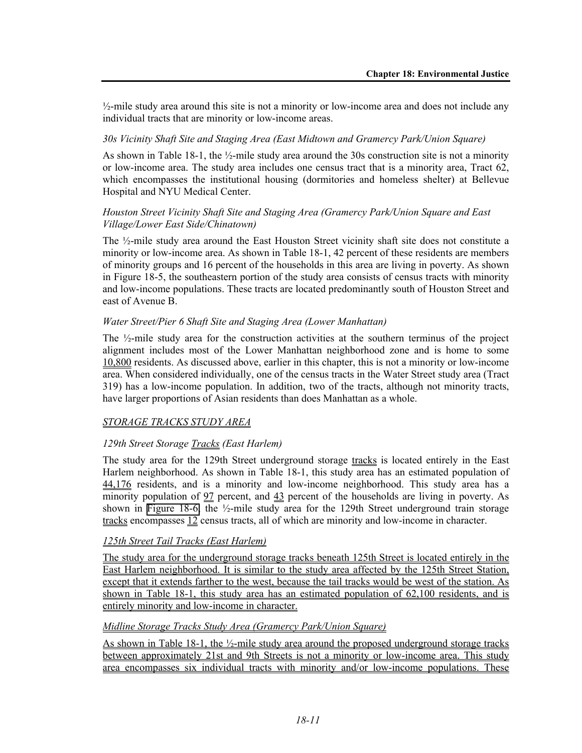½-mile study area around this site is not a minority or low-income area and does not include any individual tracts that are minority or low-income areas.

*30s Vicinity Shaft Site and Staging Area (East Midtown and Gramercy Park/Union Square)*

As shown in Table 18-1, the ½-mile study area around the 30s construction site is not a minority or low-income area. The study area includes one census tract that is a minority area, Tract 62, which encompasses the institutional housing (dormitories and homeless shelter) at Bellevue Hospital and NYU Medical Center.

*Houston Street Vicinity Shaft Site and Staging Area (Gramercy Park/Union Square and East Village/Lower East Side/Chinatown)*

The ½-mile study area around the East Houston Street vicinity shaft site does not constitute a minority or low-income area. As shown in Table 18-1, 42 percent of these residents are members of minority groups and 16 percent of the households in this area are living in poverty. As shown in Figure 18-5, the southeastern portion of the study area consists of census tracts with minority and low-income populations. These tracts are located predominantly south of Houston Street and east of Avenue B.

*Water Street/Pier 6 Shaft Site and Staging Area (Lower Manhattan)*

The ½-mile study area for the construction activities at the southern terminus of the project alignment includes most of the Lower Manhattan neighborhood zone and is home to some 10,800 residents. As discussed above, earlier in this chapter, this is not a minority or low-income area. When considered individually, one of the census tracts in the Water Street study area (Tract 319) has a low-income population. In addition, two of the tracts, although not minority tracts, have larger proportions of Asian residents than does Manhattan as a whole.

STORAGE TRACKS STUDY AREA

*129th Street Storage Tracks (East Harlem)*

The study area for the 129th Street underground storage tracks is located entirely in the East Harlem neighborhood. As shown in Table 18-1, this study area has an estimated population of 44,176 residents, and is a minority and low-income neighborhood. This study area has a minority population of 97 percent, and 43 percent of the households are living in poverty. As shown in Figure 18-6, the ½-mile study area for the 129th Street underground train storage tracks encompasses 12 census tracts, all of which are minority and low-income in character.

*125th Street Tail Tracks (East Harlem)*

The study area for the underground storage tracks beneath 125th Street is located entirely in the East Harlem neighborhood. It is similar to the study area affected by the 125th Street Station, except that it extends farther to the west, because the tail tracks would be west of the station. As shown in Table 18-1, this study area has an estimated population of 62,100 residents, and is entirely minority and low-income in character.

*Midline Storage Tracks Study Area (Gramercy Park/Union Square)*

As shown in Table 18-1, the ½-mile study area around the proposed underground storage tracks between approximately 21st and 9th Streets is not a minority or low-income area. This study area encompasses six individual tracts with minority and/or low-income populations. These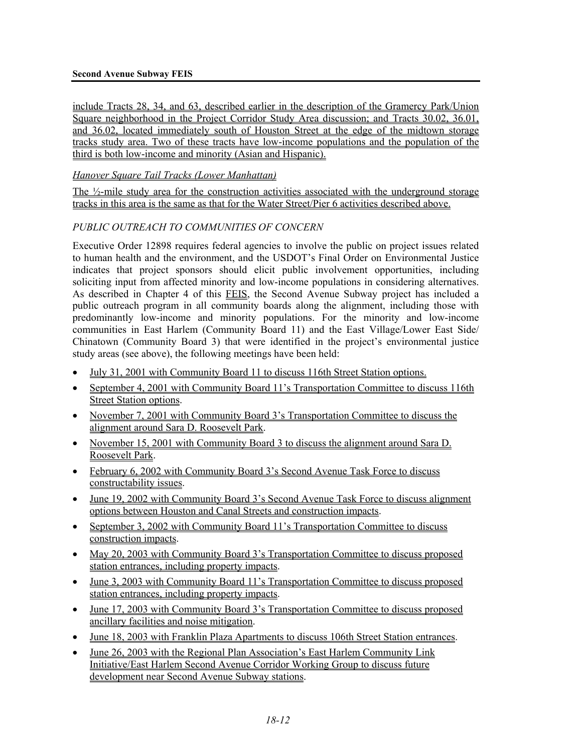include Tracts 28, 34, and 63, described earlier in the description of the Gramercy Park/Union Square neighborhood in the Project Corridor Study Area discussion; and Tracts 30.02, 36.01, and 36.02, located immediately south of Houston Street at the edge of the midtown storage tracks study area. Two of these tracts have low-income populations and the population of the third is both low-income and minority (Asian and Hispanic).

*Hanover Square Tail Tracks (Lower Manhattan)*

The ½-mile study area for the construction activities associated with the underground storage tracks in this area is the same as that for the Water Street/Pier 6 activities described above.

*PUBLIC OUTREACH TO COMMUNITIES OF CONCERN*

Executive Order 12898 requires federal agencies to involve the public on project issues related to human health and the environment, and the USDOT's Final Order on Environmental Justice indicates that project sponsors should elicit public involvement opportunities, including soliciting input from affected minority and low-income populations in considering alternatives. As described in Chapter 4 of this FEIS, the Second Avenue Subway project has included a public outreach program in all community boards along the alignment, including those with predominantly low-income and minority populations. For the minority and low-income communities in East Harlem (Community Board 11) and the East Village/Lower East Side/Chinatown (Community Board 3) that were identified in the project's environmental justice study areas (see above), the following meetings have been held:

- July 31, 2001 with Community Board 11 to discuss 116th Street Station options.
- September 4, 2001 with Community Board 11's Transportation Committee to discuss 116th Street Station options.
- November 7, 2001 with Community Board 3's Transportation Committee to discuss the alignment around Sara D. Roosevelt Park.
- November 15, 2001 with Community Board 3 to discuss the alignment around Sara D. Roosevelt Park.
- February 6, 2002 with Community Board 3's Second Avenue Task Force to discuss constructability issues.
- June 19, 2002 with Community Board 3's Second Avenue Task Force to discuss alignment options between Houston and Canal Streets and construction impacts.
- September 3, 2002 with Community Board 11's Transportation Committee to discuss construction impacts.
- May 20, 2003 with Community Board 3's Transportation Committee to discuss proposed station entrances, including property impacts.
- June 3, 2003 with Community Board 11's Transportation Committee to discuss proposed station entrances, including property impacts.
- June 17, 2003 with Community Board 3's Transportation Committee to discuss proposed ancillary facilities and noise mitigation.
- June 18, 2003 with Franklin Plaza Apartments to discuss 106th Street Station entrances.
- June 26, 2003 with the Regional Plan Association's East Harlem Community Link Initiative/East Harlem Second Avenue Corridor Working Group to discuss future development near Second Avenue Subway stations.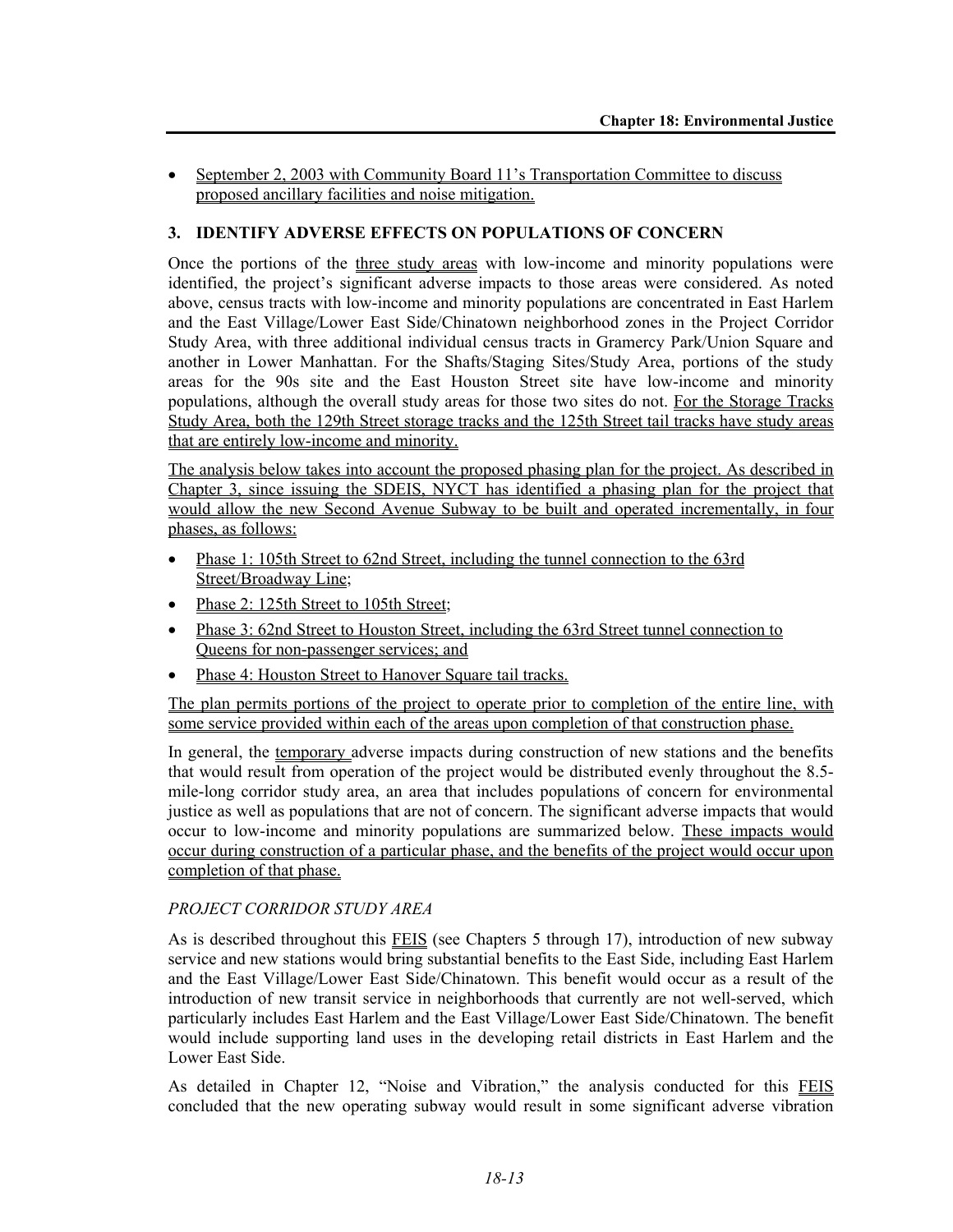- September 2, 2003 with Community Board 11's Transportation Committee to discuss proposed ancillary facilities and noise mitigation.

## 3. IDENTIFY ADVERSE EFFECTS ON POPULATIONS OF CONCERN

Once the portions of the three study areas with low-income and minority populations were identified, the project's significant adverse impacts to those areas were considered. As noted above, census tracts with low-income and minority populations are concentrated in East Harlem and the East Village/Lower East Side/Chinatown neighborhood zones in the Project Corridor Study Area, with three additional individual census tracts in Gramercy Park/Union Square and another in Lower Manhattan. For the Shafts/Staging Sites/Study Area, portions of the study areas for the 90s site and the East Houston Street site have low-income and minority populations, although the overall study areas for those two sites do not. For the Storage Tracks Study Area, both the 129th Street storage tracks and the 125th Street tail tracks have study areas that are entirely low-income and minority.

The analysis below takes into account the proposed phasing plan for the project. As described in Chapter 3, since issuing the SDEIS, NYCT has identified a phasing plan for the project that would allow the new Second Avenue Subway to be built and operated incrementally, in four phases, as follows:

- Phase 1: 105th Street to 62nd Street, including the tunnel connection to the 63rd Street/Broadway Line;
- Phase 2: 125th Street to 105th Street;
- Phase 3: 62nd Street to Houston Street, including the 63rd Street tunnel connection to Queens for non-passenger services; and
- Phase 4: Houston Street to Hanover Square tail tracks.

The plan permits portions of the project to operate prior to completion of the entire line, with some service provided within each of the areas upon completion of that construction phase.

In general, the temporary adverse impacts during construction of new stations and the benefits that would result from operation of the project would be distributed evenly throughout the 8.5-mile-long corridor study area, an area that includes populations of concern for environmental justice as well as populations that are not of concern. The significant adverse impacts that would occur to low-income and minority populations are summarized below. These impacts would occur during construction of a particular phase, and the benefits of the project would occur upon completion of that phase.

### *PROJECT CORRIDOR STUDY AREA*

As is described throughout this FEIS (see Chapters 5 through 17), introduction of new subway service and new stations would bring substantial benefits to the East Side, including East Harlem and the East Village/Lower East Side/Chinatown. This benefit would occur as a result of the introduction of new transit service in neighborhoods that currently are not well-served, which particularly includes East Harlem and the East Village/Lower East Side/Chinatown. The benefit would include supporting land uses in the developing retail districts in East Harlem and the Lower East Side.

As detailed in Chapter 12, "Noise and Vibration," the analysis conducted for this FEIS concluded that the new operating subway would result in some significant adverse vibration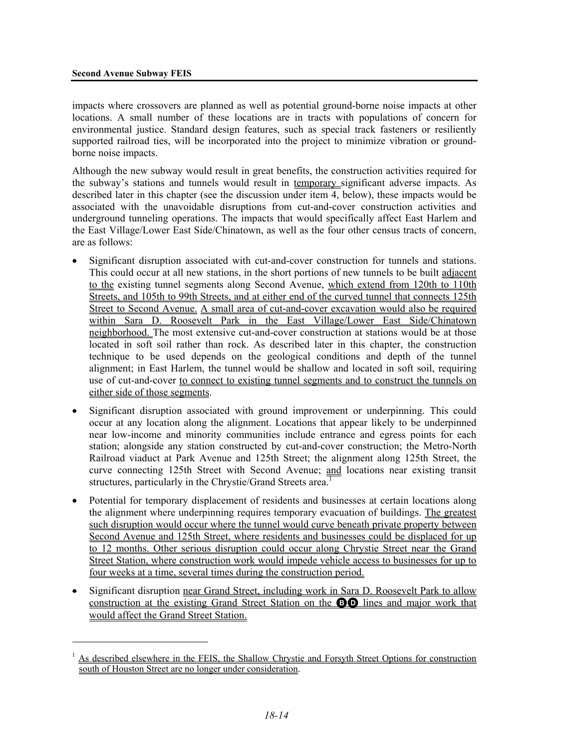impacts where crossovers are planned as well as potential ground-borne noise impacts at other locations. A small number of these locations are in tracts with populations of concern for environmental justice. Standard design features, such as special track fasteners or resiliently supported railroad ties, will be incorporated into the project to minimize vibration or ground-borne noise impacts.

Although the new subway would result in great benefits, the construction activities required for the subway's stations and tunnels would result in temporary significant adverse impacts. As described later in this chapter (see the discussion under item 4, below), these impacts would be associated with the unavoidable disruptions from cut-and-cover construction activities and underground tunneling operations. The impacts that would specifically affect East Harlem and the East Village/Lower East Side/Chinatown, as well as the four other census tracts of concern, are as follows:

- Significant disruption associated with cut-and-cover construction for tunnels and stations. This could occur at all new stations, in the short portions of new tunnels to be built adjacent to the existing tunnel segments along Second Avenue, which extend from 120th to 110th Streets, and 105th to 99th Streets, and at either end of the curved tunnel that connects 125th Street to Second Avenue. A small area of cut-and-cover excavation would also be required within Sara D. Roosevelt Park in the East Village/Lower East Side/Chinatown neighborhood. The most extensive cut-and-cover construction at stations would be at those located in soft soil rather than rock. As described later in this chapter, the construction technique to be used depends on the geological conditions and depth of the tunnel alignment; in East Harlem, the tunnel would be shallow and located in soft soil, requiring use of cut-and-cover to connect to existing tunnel segments and to construct the tunnels on either side of those segments.
- Significant disruption associated with ground improvement or underpinning. This could occur at any location along the alignment. Locations that appear likely to be underpinned near low-income and minority communities include entrance and egress points for each station; alongside any station constructed by cut-and-cover construction; the Metro-North Railroad viaduct at Park Avenue and 125th Street; the alignment along 125th Street, the curve connecting 125th Street with Second Avenue; and locations near existing transit structures, particularly in the Chrystie/Grand Streets area.[1]
- Potential for temporary displacement of residents and businesses at certain locations along the alignment where underpinning requires temporary evacuation of buildings. The greatest such disruption would occur where the tunnel would curve beneath private property between Second Avenue and 125th Street, where residents and businesses could be displaced for up to 12 months. Other serious disruption could occur along Chrystie Street near the Grand Street Station, where construction work would impede vehicle access to businesses for up to four weeks at a time, several times during the construction period.
- Significant disruption near Grand Street, including work in Sara D. Roosevelt Park to allow construction at the existing Grand Street Station on the B D lines and major work that would affect the Grand Street Station.

---

[1] As described elsewhere in the FEIS, the Shallow Chrystie and Forsyth Street Options for construction south of Houston Street are no longer under consideration.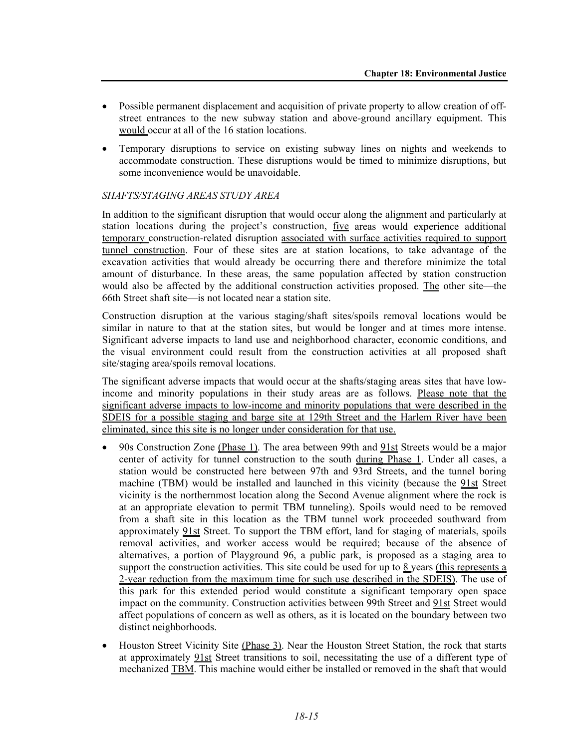- Possible permanent displacement and acquisition of private property to allow creation of off-street entrances to the new subway station and above-ground ancillary equipment. This would occur at all of the 16 station locations.
- Temporary disruptions to service on existing subway lines on nights and weekends to accommodate construction. These disruptions would be timed to minimize disruptions, but some inconvenience would be unavoidable.

*SHAFTS/STAGING AREAS STUDY AREA*

In addition to the significant disruption that would occur along the alignment and particularly at station locations during the project's construction, five areas would experience additional temporary construction-related disruption associated with surface activities required to support tunnel construction. Four of these sites are at station locations, to take advantage of the excavation activities that would already be occurring there and therefore minimize the total amount of disturbance. In these areas, the same population affected by station construction would also be affected by the additional construction activities proposed. The other site—the 66th Street shaft site—is not located near a station site.

Construction disruption at the various staging/shaft sites/spoils removal locations would be similar in nature to that at the station sites, but would be longer and at times more intense. Significant adverse impacts to land use and neighborhood character, economic conditions, and the visual environment could result from the construction activities at all proposed shaft site/staging area/spoils removal locations.

The significant adverse impacts that would occur at the shafts/staging areas sites that have low-income and minority populations in their study areas are as follows. Please note that the significant adverse impacts to low-income and minority populations that were described in the SDEIS for a possible staging and barge site at 129th Street and the Harlem River have been eliminated, since this site is no longer under consideration for that use.

- 90s Construction Zone (Phase 1). The area between 99th and 91st Streets would be a major center of activity for tunnel construction to the south during Phase 1. Under all cases, a station would be constructed here between 97th and 93rd Streets, and the tunnel boring machine (TBM) would be installed and launched in this vicinity (because the 91st Street vicinity is the northernmost location along the Second Avenue alignment where the rock is at an appropriate elevation to permit TBM tunneling). Spoils would need to be removed from a shaft site in this location as the TBM tunnel work proceeded southward from approximately 91st Street. To support the TBM effort, land for staging of materials, spoils removal activities, and worker access would be required; because of the absence of alternatives, a portion of Playground 96, a public park, is proposed as a staging area to support the construction activities. This site could be used for up to 8 years (this represents a 2-year reduction from the maximum time for such use described in the SDEIS). The use of this park for this extended period would constitute a significant temporary open space impact on the community. Construction activities between 99th Street and 91st Street would affect populations of concern as well as others, as it is located on the boundary between two distinct neighborhoods.
- Houston Street Vicinity Site (Phase 3). Near the Houston Street Station, the rock that starts at approximately 91st Street transitions to soil, necessitating the use of a different type of mechanized TBM. This machine would either be installed or removed in the shaft that would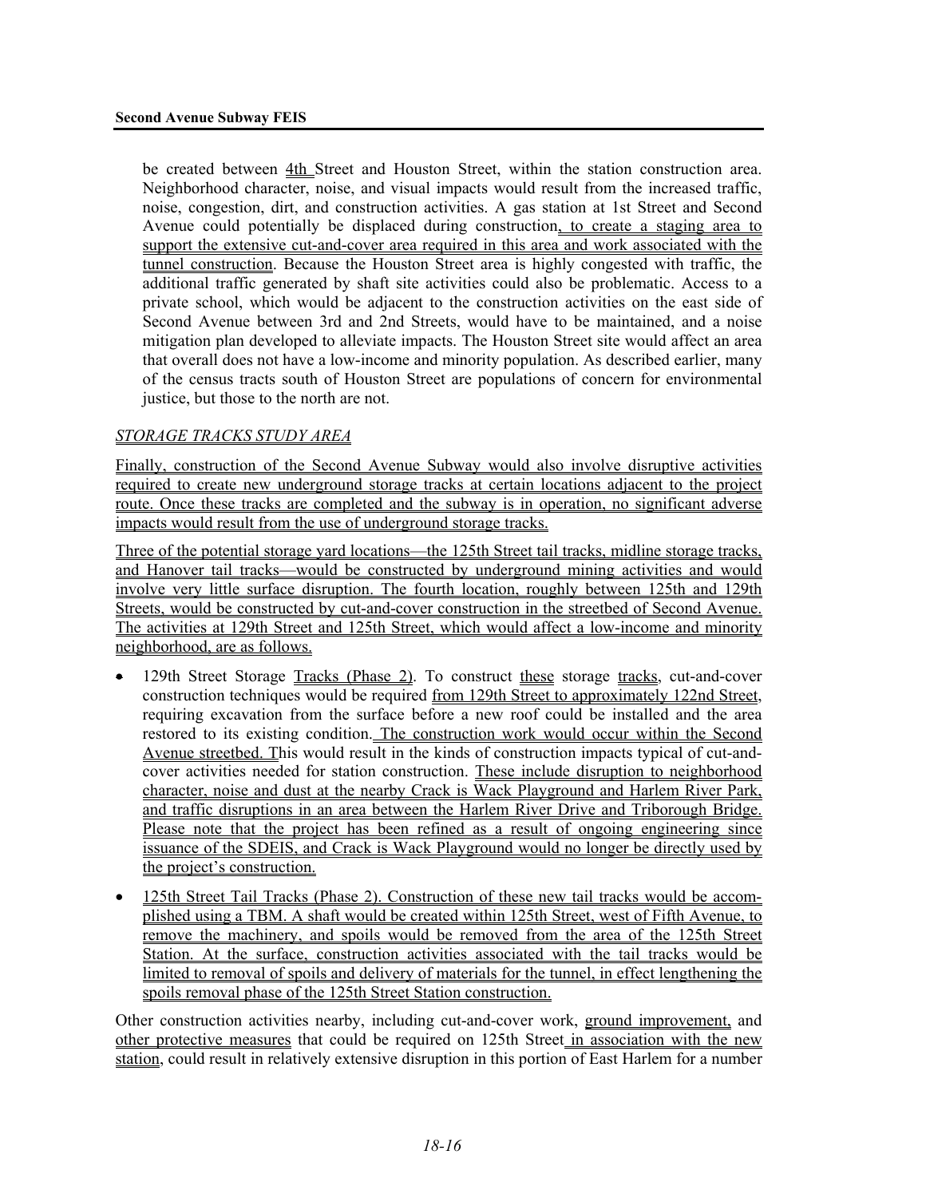be created between 4th Street and Houston Street, within the station construction area. Neighborhood character, noise, and visual impacts would result from the increased traffic, noise, congestion, dirt, and construction activities. A gas station at 1st Street and Second Avenue could potentially be displaced during construction, to create a staging area to support the extensive cut-and-cover area required in this area and work associated with the tunnel construction. Because the Houston Street area is highly congested with traffic, the additional traffic generated by shaft site activities could also be problematic. Access to a private school, which would be adjacent to the construction activities on the east side of Second Avenue between 3rd and 2nd Streets, would have to be maintained, and a noise mitigation plan developed to alleviate impacts. The Houston Street site would affect an area that overall does not have a low-income and minority population. As described earlier, many of the census tracts south of Houston Street are populations of concern for environmental justice, but those to the north are not.

*STORAGE TRACKS STUDY AREA*

Finally, construction of the Second Avenue Subway would also involve disruptive activities required to create new underground storage tracks at certain locations adjacent to the project route. Once these tracks are completed and the subway is in operation, no significant adverse impacts would result from the use of underground storage tracks.

Three of the potential storage yard locations—the 125th Street tail tracks, midline storage tracks, and Hanover tail tracks—would be constructed by underground mining activities and would involve very little surface disruption. The fourth location, roughly between 125th and 129th Streets, would be constructed by cut-and-cover construction in the streetbed of Second Avenue. The activities at 129th Street and 125th Street, which would affect a low-income and minority neighborhood, are as follows.

- 129th Street Storage Tracks (Phase 2). To construct these storage tracks, cut-and-cover construction techniques would be required from 129th Street to approximately 122nd Street, requiring excavation from the surface before a new roof could be installed and the area restored to its existing condition. The construction work would occur within the Second Avenue streetbed. This would result in the kinds of construction impacts typical of cut-and-cover activities needed for station construction. These include disruption to neighborhood character, noise and dust at the nearby Crack is Wack Playground and Harlem River Park, and traffic disruptions in an area between the Harlem River Drive and Triborough Bridge. Please note that the project has been refined as a result of ongoing engineering since issuance of the SDEIS, and Crack is Wack Playground would no longer be directly used by the project's construction.
- 125th Street Tail Tracks (Phase 2). Construction of these new tail tracks would be accomplished using a TBM. A shaft would be created within 125th Street, west of Fifth Avenue, to remove the machinery, and spoils would be removed from the area of the 125th Street Station. At the surface, construction activities associated with the tail tracks would be limited to removal of spoils and delivery of materials for the tunnel, in effect lengthening the spoils removal phase of the 125th Street Station construction.

Other construction activities nearby, including cut-and-cover work, ground improvement, and other protective measures that could be required on 125th Street in association with the new station, could result in relatively extensive disruption in this portion of East Harlem for a number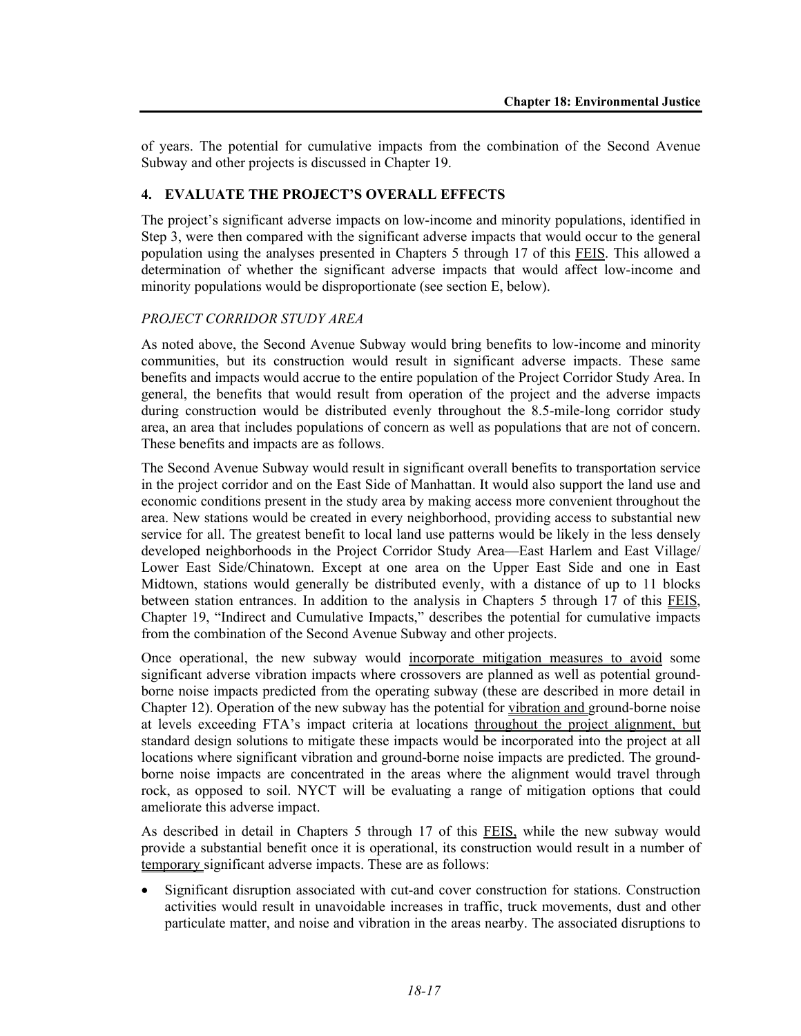of years. The potential for cumulative impacts from the combination of the Second Avenue Subway and other projects is discussed in Chapter 19.

### 4. EVALUATE THE PROJECT'S OVERALL EFFECTS

The project's significant adverse impacts on low-income and minority populations, identified in Step 3, were then compared with the significant adverse impacts that would occur to the general population using the analyses presented in Chapters 5 through 17 of this FEIS. This allowed a determination of whether the significant adverse impacts that would affect low-income and minority populations would be disproportionate (see section E, below).

#### *PROJECT CORRIDOR STUDY AREA*

As noted above, the Second Avenue Subway would bring benefits to low-income and minority communities, but its construction would result in significant adverse impacts. These same benefits and impacts would accrue to the entire population of the Project Corridor Study Area. In general, the benefits that would result from operation of the project and the adverse impacts during construction would be distributed evenly throughout the 8.5-mile-long corridor study area, an area that includes populations of concern as well as populations that are not of concern. These benefits and impacts are as follows.

The Second Avenue Subway would result in significant overall benefits to transportation service in the project corridor and on the East Side of Manhattan. It would also support the land use and economic conditions present in the study area by making access more convenient throughout the area. New stations would be created in every neighborhood, providing access to substantial new service for all. The greatest benefit to local land use patterns would be likely in the less densely developed neighborhoods in the Project Corridor Study Area—East Harlem and East Village/ Lower East Side/Chinatown. Except at one area on the Upper East Side and one in East Midtown, stations would generally be distributed evenly, with a distance of up to 11 blocks between station entrances. In addition to the analysis in Chapters 5 through 17 of this FEIS, Chapter 19, "Indirect and Cumulative Impacts," describes the potential for cumulative impacts from the combination of the Second Avenue Subway and other projects.

Once operational, the new subway would incorporate mitigation measures to avoid some significant adverse vibration impacts where crossovers are planned as well as potential ground-borne noise impacts predicted from the operating subway (these are described in more detail in Chapter 12). Operation of the new subway has the potential for vibration and ground-borne noise at levels exceeding FTA's impact criteria at locations throughout the project alignment, but standard design solutions to mitigate these impacts would be incorporated into the project at all locations where significant vibration and ground-borne noise impacts are predicted. The ground-borne noise impacts are concentrated in the areas where the alignment would travel through rock, as opposed to soil. NYCT will be evaluating a range of mitigation options that could ameliorate this adverse impact.

As described in detail in Chapters 5 through 17 of this FEIS, while the new subway would provide a substantial benefit once it is operational, its construction would result in a number of temporary significant adverse impacts. These are as follows:

- Significant disruption associated with cut-and cover construction for stations. Construction activities would result in unavoidable increases in traffic, truck movements, dust and other particulate matter, and noise and vibration in the areas nearby. The associated disruptions to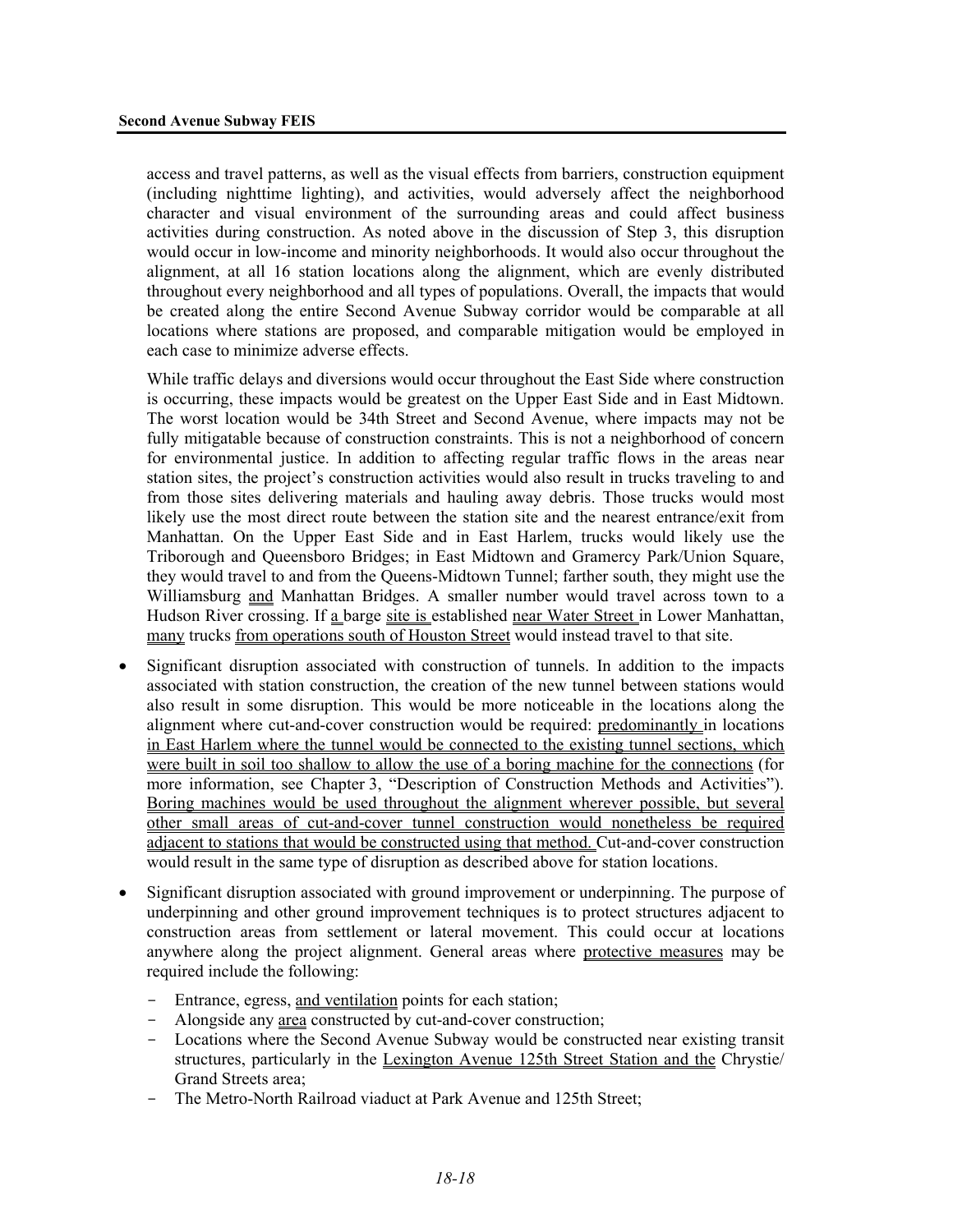access and travel patterns, as well as the visual effects from barriers, construction equipment (including nighttime lighting), and activities, would adversely affect the neighborhood character and visual environment of the surrounding areas and could affect business activities during construction. As noted above in the discussion of Step 3, this disruption would occur in low-income and minority neighborhoods. It would also occur throughout the alignment, at all 16 station locations along the alignment, which are evenly distributed throughout every neighborhood and all types of populations. Overall, the impacts that would be created along the entire Second Avenue Subway corridor would be comparable at all locations where stations are proposed, and comparable mitigation would be employed in each case to minimize adverse effects.

While traffic delays and diversions would occur throughout the East Side where construction is occurring, these impacts would be greatest on the Upper East Side and in East Midtown. The worst location would be 34th Street and Second Avenue, where impacts may not be fully mitigatable because of construction constraints. This is not a neighborhood of concern for environmental justice. In addition to affecting regular traffic flows in the areas near station sites, the project's construction activities would also result in trucks traveling to and from those sites delivering materials and hauling away debris. Those trucks would most likely use the most direct route between the station site and the nearest entrance/exit from Manhattan. On the Upper East Side and in East Harlem, trucks would likely use the Triborough and Queensboro Bridges; in East Midtown and Gramercy Park/Union Square, they would travel to and from the Queens-Midtown Tunnel; farther south, they might use the Williamsburg and Manhattan Bridges. A smaller number would travel across town to a Hudson River crossing. If a barge site is established near Water Street in Lower Manhattan, many trucks from operations south of Houston Street would instead travel to that site.

- Significant disruption associated with construction of tunnels. In addition to the impacts associated with station construction, the creation of the new tunnel between stations would also result in some disruption. This would be more noticeable in the locations along the alignment where cut-and-cover construction would be required: predominantly in locations in East Harlem where the tunnel would be connected to the existing tunnel sections, which were built in soil too shallow to allow the use of a boring machine for the connections (for more information, see Chapter 3, "Description of Construction Methods and Activities"). Boring machines would be used throughout the alignment wherever possible, but several other small areas of cut-and-cover tunnel construction would nonetheless be required adjacent to stations that would be constructed using that method. Cut-and-cover construction would result in the same type of disruption as described above for station locations.
- Significant disruption associated with ground improvement or underpinning. The purpose of underpinning and other ground improvement techniques is to protect structures adjacent to construction areas from settlement or lateral movement. This could occur at locations anywhere along the project alignment. General areas where protective measures may be required include the following:
  - Entrance, egress, and ventilation points for each station;
  - Alongside any area constructed by cut-and-cover construction;
  - Locations where the Second Avenue Subway would be constructed near existing transit structures, particularly in the Lexington Avenue 125th Street Station and the Chrystie/ Grand Streets area;
  - The Metro-North Railroad viaduct at Park Avenue and 125th Street;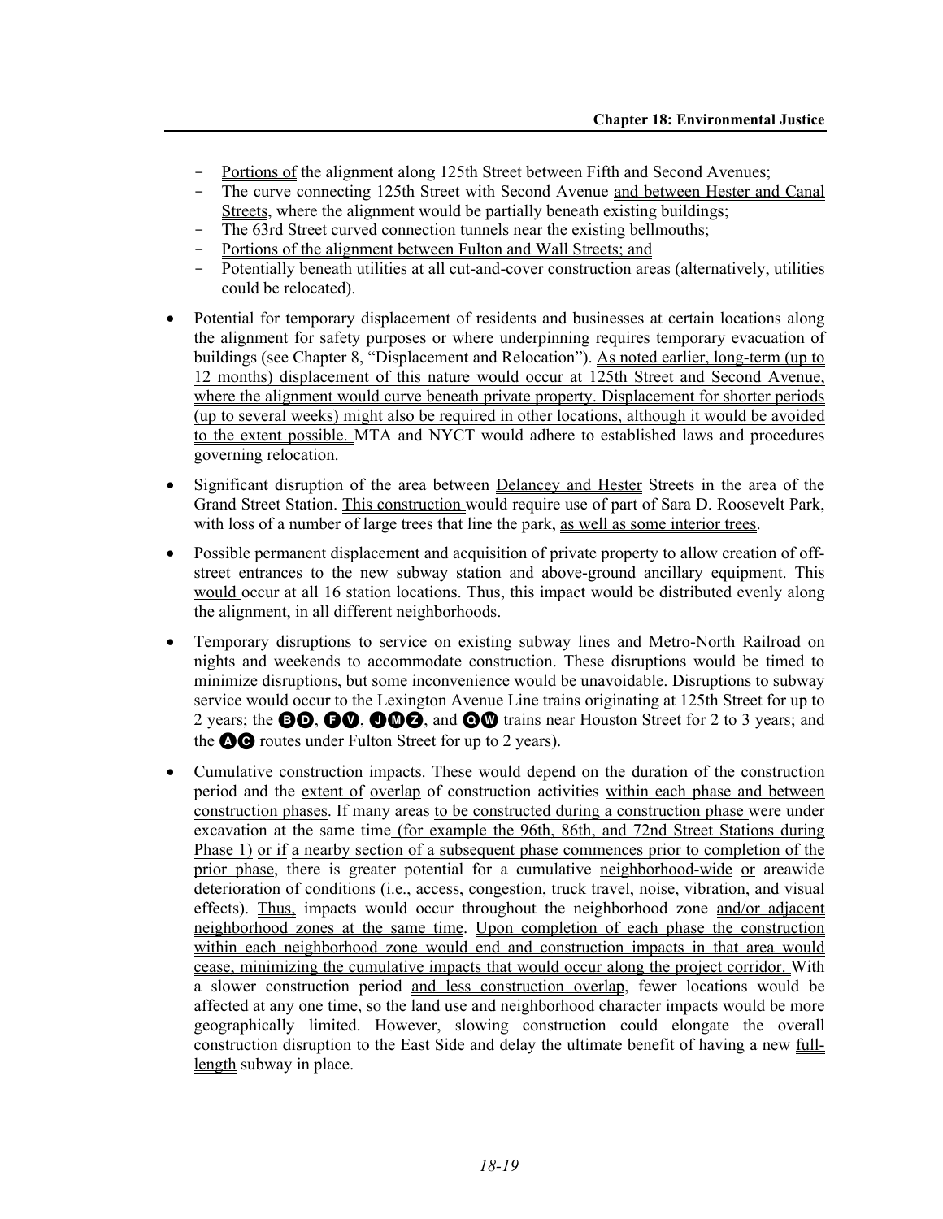- Portions of the alignment along 125th Street between Fifth and Second Avenues;
- The curve connecting 125th Street with Second Avenue and between Hester and Canal Streets, where the alignment would be partially beneath existing buildings;
- The 63rd Street curved connection tunnels near the existing bellmouths;
- Portions of the alignment between Fulton and Wall Streets; and
- Potentially beneath utilities at all cut-and-cover construction areas (alternatively, utilities could be relocated).

- Potential for temporary displacement of residents and businesses at certain locations along the alignment for safety purposes or where underpinning requires temporary evacuation of buildings (see Chapter 8, "Displacement and Relocation"). As noted earlier, long-term (up to 12 months) displacement of this nature would occur at 125th Street and Second Avenue, where the alignment would curve beneath private property. Displacement for shorter periods (up to several weeks) might also be required in other locations, although it would be avoided to the extent possible. MTA and NYCT would adhere to established laws and procedures governing relocation.

- Significant disruption of the area between Delancey and Hester Streets in the area of the Grand Street Station. This construction would require use of part of Sara D. Roosevelt Park, with loss of a number of large trees that line the park, as well as some interior trees.

- Possible permanent displacement and acquisition of private property to allow creation of off-street entrances to the new subway station and above-ground ancillary equipment. This would occur at all 16 station locations. Thus, this impact would be distributed evenly along the alignment, in all different neighborhoods.

- Temporary disruptions to service on existing subway lines and Metro-North Railroad on nights and weekends to accommodate construction. These disruptions would be timed to minimize disruptions, but some inconvenience would be unavoidable. Disruptions to subway service would occur to the Lexington Avenue Line trains originating at 125th Street for up to 2 years; the B D, F V, J M Z, and Q W trains near Houston Street for 2 to 3 years; and the A C routes under Fulton Street for up to 2 years).

- Cumulative construction impacts. These would depend on the duration of the construction period and the extent of overlap of construction activities within each phase and between construction phases. If many areas to be constructed during a construction phase were under excavation at the same time (for example the 96th, 86th, and 72nd Street Stations during Phase 1) or if a nearby section of a subsequent phase commences prior to completion of the prior phase, there is greater potential for a cumulative neighborhood-wide or areawide deterioration of conditions (i.e., access, congestion, truck travel, noise, vibration, and visual effects). Thus, impacts would occur throughout the neighborhood zone and/or adjacent neighborhood zones at the same time. Upon completion of each phase the construction within each neighborhood zone would end and construction impacts in that area would cease, minimizing the cumulative impacts that would occur along the project corridor. With a slower construction period and less construction overlap, fewer locations would be affected at any one time, so the land use and neighborhood character impacts would be more geographically limited. However, slowing construction could elongate the overall construction disruption to the East Side and delay the ultimate benefit of having a new full-length subway in place.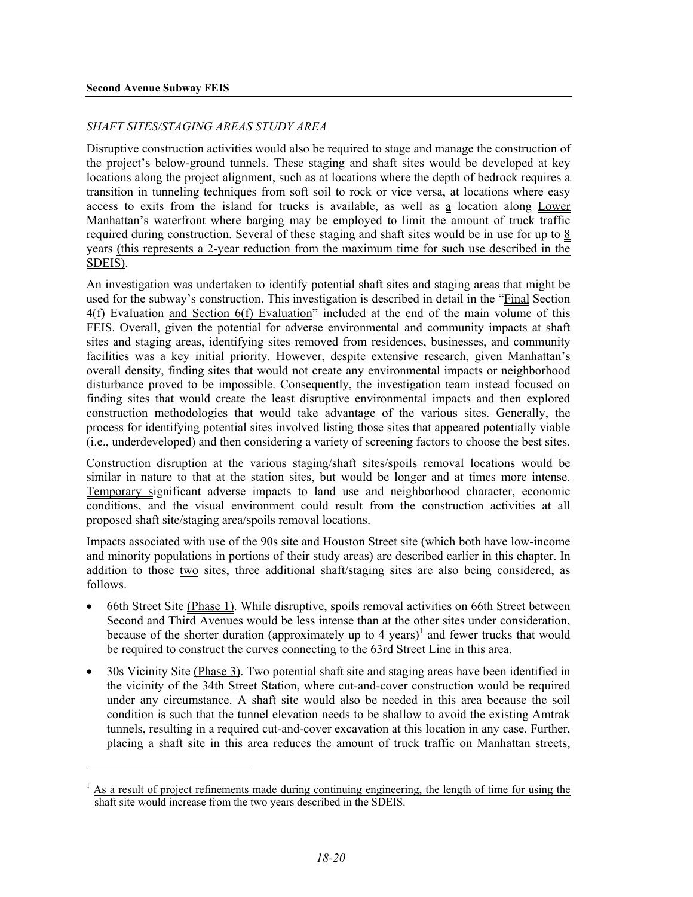*SHAFT SITES/STAGING AREAS STUDY AREA*

Disruptive construction activities would also be required to stage and manage the construction of the project's below-ground tunnels. These staging and shaft sites would be developed at key locations along the project alignment, such as at locations where the depth of bedrock requires a transition in tunneling techniques from soft soil to rock or vice versa, at locations where easy access to exits from the island for trucks is available, as well as a location along Lower Manhattan's waterfront where barging may be employed to limit the amount of truck traffic required during construction. Several of these staging and shaft sites would be in use for up to 8 years (this represents a 2-year reduction from the maximum time for such use described in the SDEIS).

An investigation was undertaken to identify potential shaft sites and staging areas that might be used for the subway's construction. This investigation is described in detail in the "Final Section 4(f) Evaluation and Section 6(f) Evaluation" included at the end of the main volume of this FEIS. Overall, given the potential for adverse environmental and community impacts at shaft sites and staging areas, identifying sites removed from residences, businesses, and community facilities was a key initial priority. However, despite extensive research, given Manhattan's overall density, finding sites that would not create any environmental impacts or neighborhood disturbance proved to be impossible. Consequently, the investigation team instead focused on finding sites that would create the least disruptive environmental impacts and then explored construction methodologies that would take advantage of the various sites. Generally, the process for identifying potential sites involved listing those sites that appeared potentially viable (i.e., underdeveloped) and then considering a variety of screening factors to choose the best sites.

Construction disruption at the various staging/shaft sites/spoils removal locations would be similar in nature to that at the station sites, but would be longer and at times more intense. Temporary significant adverse impacts to land use and neighborhood character, economic conditions, and the visual environment could result from the construction activities at all proposed shaft site/staging area/spoils removal locations.

Impacts associated with use of the 90s site and Houston Street site (which both have low-income and minority populations in portions of their study areas) are described earlier in this chapter. In addition to those two sites, three additional shaft/staging sites are also being considered, as follows.

- 66th Street Site (Phase 1). While disruptive, spoils removal activities on 66th Street between Second and Third Avenues would be less intense than at the other sites under consideration, because of the shorter duration (approximately up to 4 years)[1] and fewer trucks that would be required to construct the curves connecting to the 63rd Street Line in this area.
- 30s Vicinity Site (Phase 3). Two potential shaft site and staging areas have been identified in the vicinity of the 34th Street Station, where cut-and-cover construction would be required under any circumstance. A shaft site would also be needed in this area because the soil condition is such that the tunnel elevation needs to be shallow to avoid the existing Amtrak tunnels, resulting in a required cut-and-cover excavation at this location in any case. Further, placing a shaft site in this area reduces the amount of truck traffic on Manhattan streets,

[1] As a result of project refinements made during continuing engineering, the length of time for using the shaft site would increase from the two years described in the SDEIS.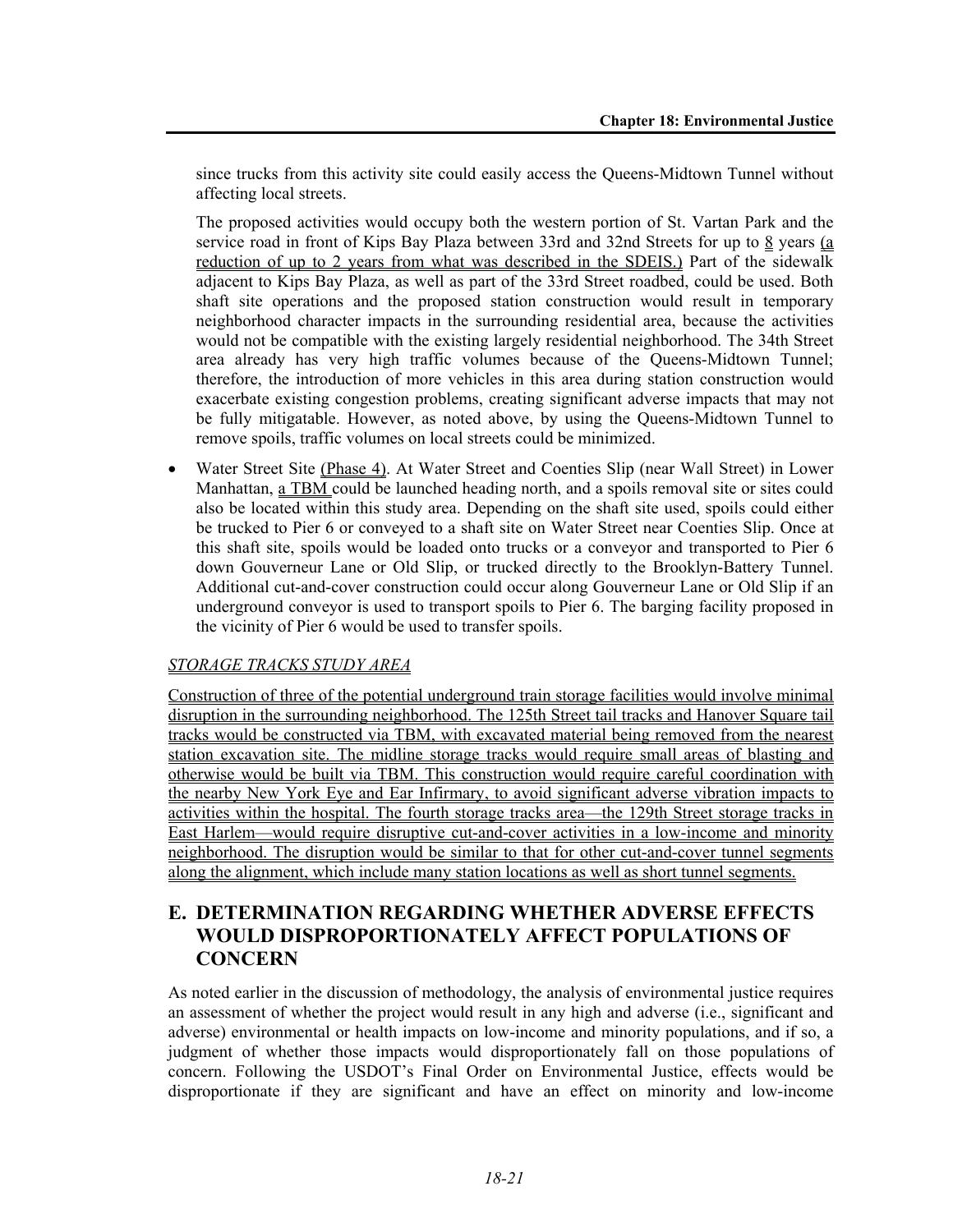since trucks from this activity site could easily access the Queens-Midtown Tunnel without affecting local streets.

The proposed activities would occupy both the western portion of St. Vartan Park and the service road in front of Kips Bay Plaza between 33rd and 32nd Streets for up to 8 years (a reduction of up to 2 years from what was described in the SDEIS.) Part of the sidewalk adjacent to Kips Bay Plaza, as well as part of the 33rd Street roadbed, could be used. Both shaft site operations and the proposed station construction would result in temporary neighborhood character impacts in the surrounding residential area, because the activities would not be compatible with the existing largely residential neighborhood. The 34th Street area already has very high traffic volumes because of the Queens-Midtown Tunnel; therefore, the introduction of more vehicles in this area during station construction would exacerbate existing congestion problems, creating significant adverse impacts that may not be fully mitigatable. However, as noted above, by using the Queens-Midtown Tunnel to remove spoils, traffic volumes on local streets could be minimized.

- Water Street Site (Phase 4). At Water Street and Coenties Slip (near Wall Street) in Lower Manhattan, a TBM could be launched heading north, and a spoils removal site or sites could also be located within this study area. Depending on the shaft site used, spoils could either be trucked to Pier 6 or conveyed to a shaft site on Water Street near Coenties Slip. Once at this shaft site, spoils would be loaded onto trucks or a conveyor and transported to Pier 6 down Gouverneur Lane or Old Slip, or trucked directly to the Brooklyn-Battery Tunnel. Additional cut-and-cover construction could occur along Gouverneur Lane or Old Slip if an underground conveyor is used to transport spoils to Pier 6. The barging facility proposed in the vicinity of Pier 6 would be used to transfer spoils.

*STORAGE TRACKS STUDY AREA*

Construction of three of the potential underground train storage facilities would involve minimal disruption in the surrounding neighborhood. The 125th Street tail tracks and Hanover Square tail tracks would be constructed via TBM, with excavated material being removed from the nearest station excavation site. The midline storage tracks would require small areas of blasting and otherwise would be built via TBM. This construction would require careful coordination with the nearby New York Eye and Ear Infirmary, to avoid significant adverse vibration impacts to activities within the hospital. The fourth storage tracks area—the 129th Street storage tracks in East Harlem—would require disruptive cut-and-cover activities in a low-income and minority neighborhood. The disruption would be similar to that for other cut-and-cover tunnel segments along the alignment, which include many station locations as well as short tunnel segments.

## E. DETERMINATION REGARDING WHETHER ADVERSE EFFECTS WOULD DISPROPORTIONATELY AFFECT POPULATIONS OF CONCERN

As noted earlier in the discussion of methodology, the analysis of environmental justice requires an assessment of whether the project would result in any high and adverse (i.e., significant and adverse) environmental or health impacts on low-income and minority populations, and if so, a judgment of whether those impacts would disproportionately fall on those populations of concern. Following the USDOT's Final Order on Environmental Justice, effects would be disproportionate if they are significant and have an effect on minority and low-income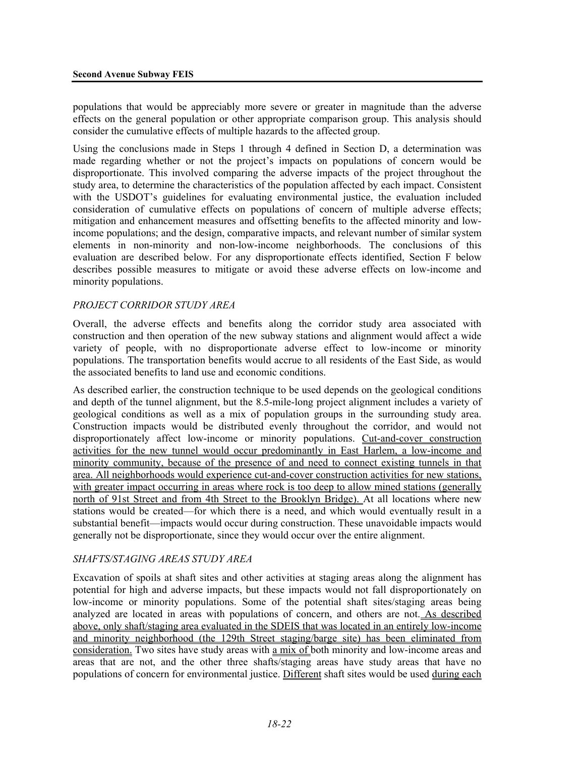populations that would be appreciably more severe or greater in magnitude than the adverse effects on the general population or other appropriate comparison group. This analysis should consider the cumulative effects of multiple hazards to the affected group.

Using the conclusions made in Steps 1 through 4 defined in Section D, a determination was made regarding whether or not the project's impacts on populations of concern would be disproportionate. This involved comparing the adverse impacts of the project throughout the study area, to determine the characteristics of the population affected by each impact. Consistent with the USDOT's guidelines for evaluating environmental justice, the evaluation included consideration of cumulative effects on populations of concern of multiple adverse effects; mitigation and enhancement measures and offsetting benefits to the affected minority and low-income populations; and the design, comparative impacts, and relevant number of similar system elements in non-minority and non-low-income neighborhoods. The conclusions of this evaluation are described below. For any disproportionate effects identified, Section F below describes possible measures to mitigate or avoid these adverse effects on low-income and minority populations.

*PROJECT CORRIDOR STUDY AREA*

Overall, the adverse effects and benefits along the corridor study area associated with construction and then operation of the new subway stations and alignment would affect a wide variety of people, with no disproportionate adverse effect to low-income or minority populations. The transportation benefits would accrue to all residents of the East Side, as would the associated benefits to land use and economic conditions.

As described earlier, the construction technique to be used depends on the geological conditions and depth of the tunnel alignment, but the 8.5-mile-long project alignment includes a variety of geological conditions as well as a mix of population groups in the surrounding study area. Construction impacts would be distributed evenly throughout the corridor, and would not disproportionately affect low-income or minority populations. Cut-and-cover construction activities for the new tunnel would occur predominantly in East Harlem, a low-income and minority community, because of the presence of and need to connect existing tunnels in that area. All neighborhoods would experience cut-and-cover construction activities for new stations, with greater impact occurring in areas where rock is too deep to allow mined stations (generally north of 91st Street and from 4th Street to the Brooklyn Bridge). At all locations where new stations would be created—for which there is a need, and which would eventually result in a substantial benefit—impacts would occur during construction. These unavoidable impacts would generally not be disproportionate, since they would occur over the entire alignment.

*SHAFTS/STAGING AREAS STUDY AREA*

Excavation of spoils at shaft sites and other activities at staging areas along the alignment has potential for high and adverse impacts, but these impacts would not fall disproportionately on low-income or minority populations. Some of the potential shaft sites/staging areas being analyzed are located in areas with populations of concern, and others are not. As described above, only shaft/staging area evaluated in the SDEIS that was located in an entirely low-income and minority neighborhood (the 129th Street staging/barge site) has been eliminated from consideration. Two sites have study areas with a mix of both minority and low-income areas and areas that are not, and the other three shafts/staging areas have study areas that have no populations of concern for environmental justice. Different shaft sites would be used during each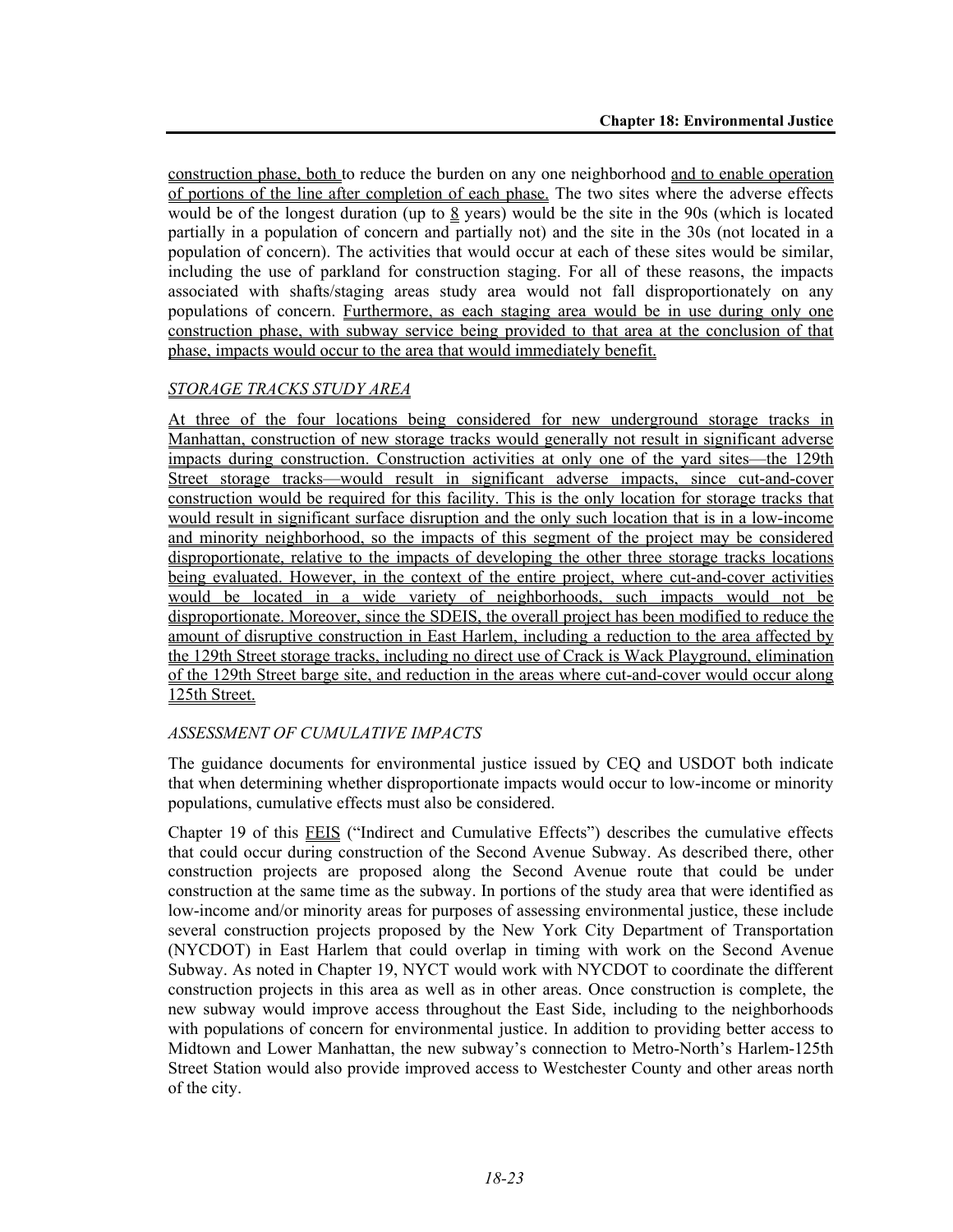construction phase, both to reduce the burden on any one neighborhood and to enable operation of portions of the line after completion of each phase. The two sites where the adverse effects would be of the longest duration (up to 8 years) would be the site in the 90s (which is located partially in a population of concern and partially not) and the site in the 30s (not located in a population of concern). The activities that would occur at each of these sites would be similar, including the use of parkland for construction staging. For all of these reasons, the impacts associated with shafts/staging areas study area would not fall disproportionately on any populations of concern. Furthermore, as each staging area would be in use during only one construction phase, with subway service being provided to that area at the conclusion of that phase, impacts would occur to the area that would immediately benefit.

*STORAGE TRACKS STUDY AREA*

At three of the four locations being considered for new underground storage tracks in Manhattan, construction of new storage tracks would generally not result in significant adverse impacts during construction. Construction activities at only one of the yard sites—the 129th Street storage tracks—would result in significant adverse impacts, since cut-and-cover construction would be required for this facility. This is the only location for storage tracks that would result in significant surface disruption and the only such location that is in a low-income and minority neighborhood, so the impacts of this segment of the project may be considered disproportionate, relative to the impacts of developing the other three storage tracks locations being evaluated. However, in the context of the entire project, where cut-and-cover activities would be located in a wide variety of neighborhoods, such impacts would not be disproportionate. Moreover, since the SDEIS, the overall project has been modified to reduce the amount of disruptive construction in East Harlem, including a reduction to the area affected by the 129th Street storage tracks, including no direct use of Crack is Wack Playground, elimination of the 129th Street barge site, and reduction in the areas where cut-and-cover would occur along 125th Street.

*ASSESSMENT OF CUMULATIVE IMPACTS*

The guidance documents for environmental justice issued by CEQ and USDOT both indicate that when determining whether disproportionate impacts would occur to low-income or minority populations, cumulative effects must also be considered.

Chapter 19 of this FEIS ("Indirect and Cumulative Effects") describes the cumulative effects that could occur during construction of the Second Avenue Subway. As described there, other construction projects are proposed along the Second Avenue route that could be under construction at the same time as the subway. In portions of the study area that were identified as low-income and/or minority areas for purposes of assessing environmental justice, these include several construction projects proposed by the New York City Department of Transportation (NYCDOT) in East Harlem that could overlap in timing with work on the Second Avenue Subway. As noted in Chapter 19, NYCT would work with NYCDOT to coordinate the different construction projects in this area as well as in other areas. Once construction is complete, the new subway would improve access throughout the East Side, including to the neighborhoods with populations of concern for environmental justice. In addition to providing better access to Midtown and Lower Manhattan, the new subway's connection to Metro-North's Harlem-125th Street Station would also provide improved access to Westchester County and other areas north of the city.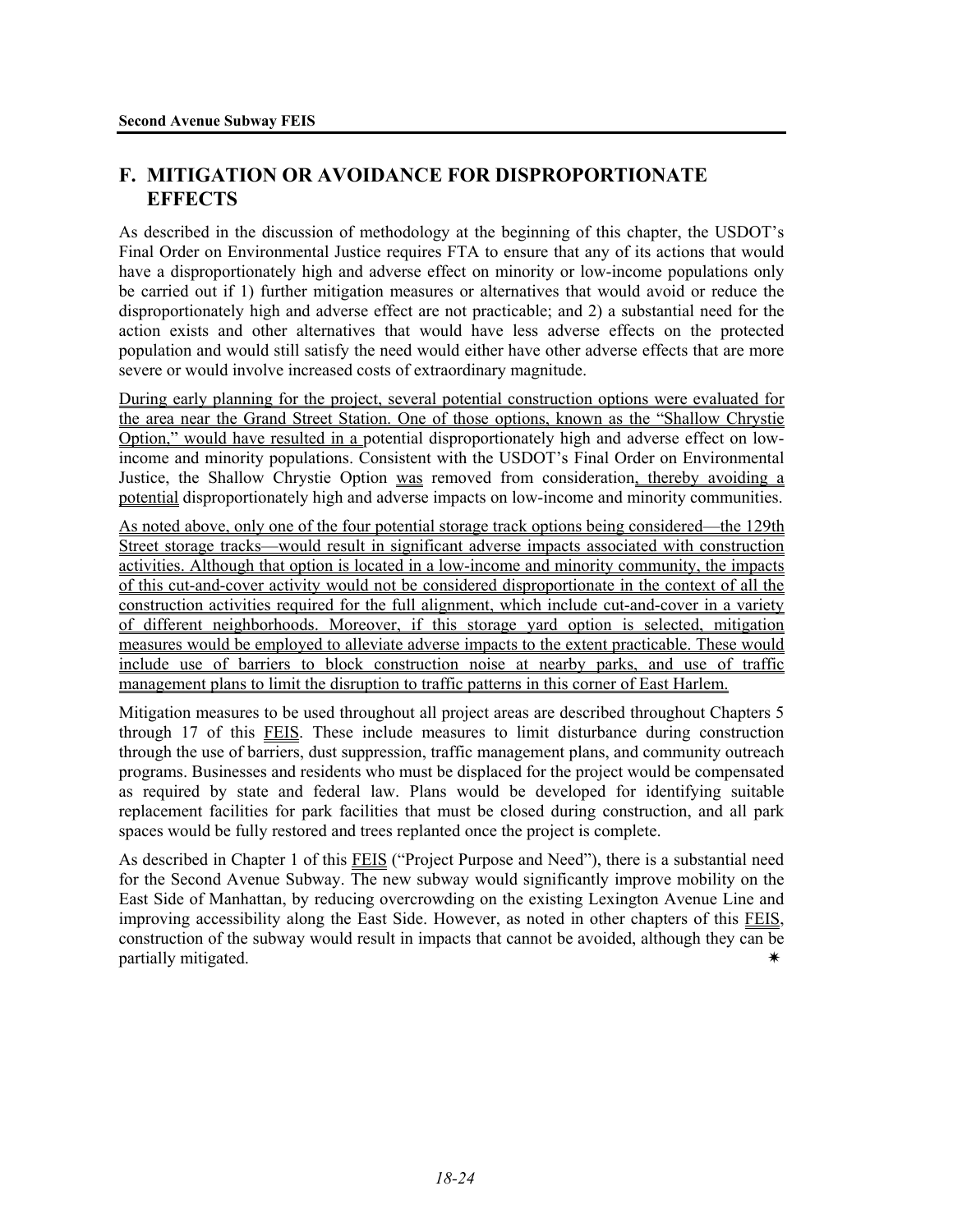## F. MITIGATION OR AVOIDANCE FOR DISPROPORTIONATE EFFECTS

As described in the discussion of methodology at the beginning of this chapter, the USDOT's Final Order on Environmental Justice requires FTA to ensure that any of its actions that would have a disproportionately high and adverse effect on minority or low-income populations only be carried out if 1) further mitigation measures or alternatives that would avoid or reduce the disproportionately high and adverse effect are not practicable; and 2) a substantial need for the action exists and other alternatives that would have less adverse effects on the protected population and would still satisfy the need would either have other adverse effects that are more severe or would involve increased costs of extraordinary magnitude.

During early planning for the project, several potential construction options were evaluated for the area near the Grand Street Station. One of those options, known as the "Shallow Chrystie Option," would have resulted in a potential disproportionately high and adverse effect on low-income and minority populations. Consistent with the USDOT's Final Order on Environmental Justice, the Shallow Chrystie Option was removed from consideration, thereby avoiding a potential disproportionately high and adverse impacts on low-income and minority communities.

As noted above, only one of the four potential storage track options being considered—the 129th Street storage tracks—would result in significant adverse impacts associated with construction activities. Although that option is located in a low-income and minority community, the impacts of this cut-and-cover activity would not be considered disproportionate in the context of all the construction activities required for the full alignment, which include cut-and-cover in a variety of different neighborhoods. Moreover, if this storage yard option is selected, mitigation measures would be employed to alleviate adverse impacts to the extent practicable. These would include use of barriers to block construction noise at nearby parks, and use of traffic management plans to limit the disruption to traffic patterns in this corner of East Harlem.

Mitigation measures to be used throughout all project areas are described throughout Chapters 5 through 17 of this FEIS. These include measures to limit disturbance during construction through the use of barriers, dust suppression, traffic management plans, and community outreach programs. Businesses and residents who must be displaced for the project would be compensated as required by state and federal law. Plans would be developed for identifying suitable replacement facilities for park facilities that must be closed during construction, and all park spaces would be fully restored and trees replanted once the project is complete.

As described in Chapter 1 of this FEIS ("Project Purpose and Need"), there is a substantial need for the Second Avenue Subway. The new subway would significantly improve mobility on the East Side of Manhattan, by reducing overcrowding on the existing Lexington Avenue Line and improving accessibility along the East Side. However, as noted in other chapters of this FEIS, construction of the subway would result in impacts that cannot be avoided, although they can be partially mitigated. ✷